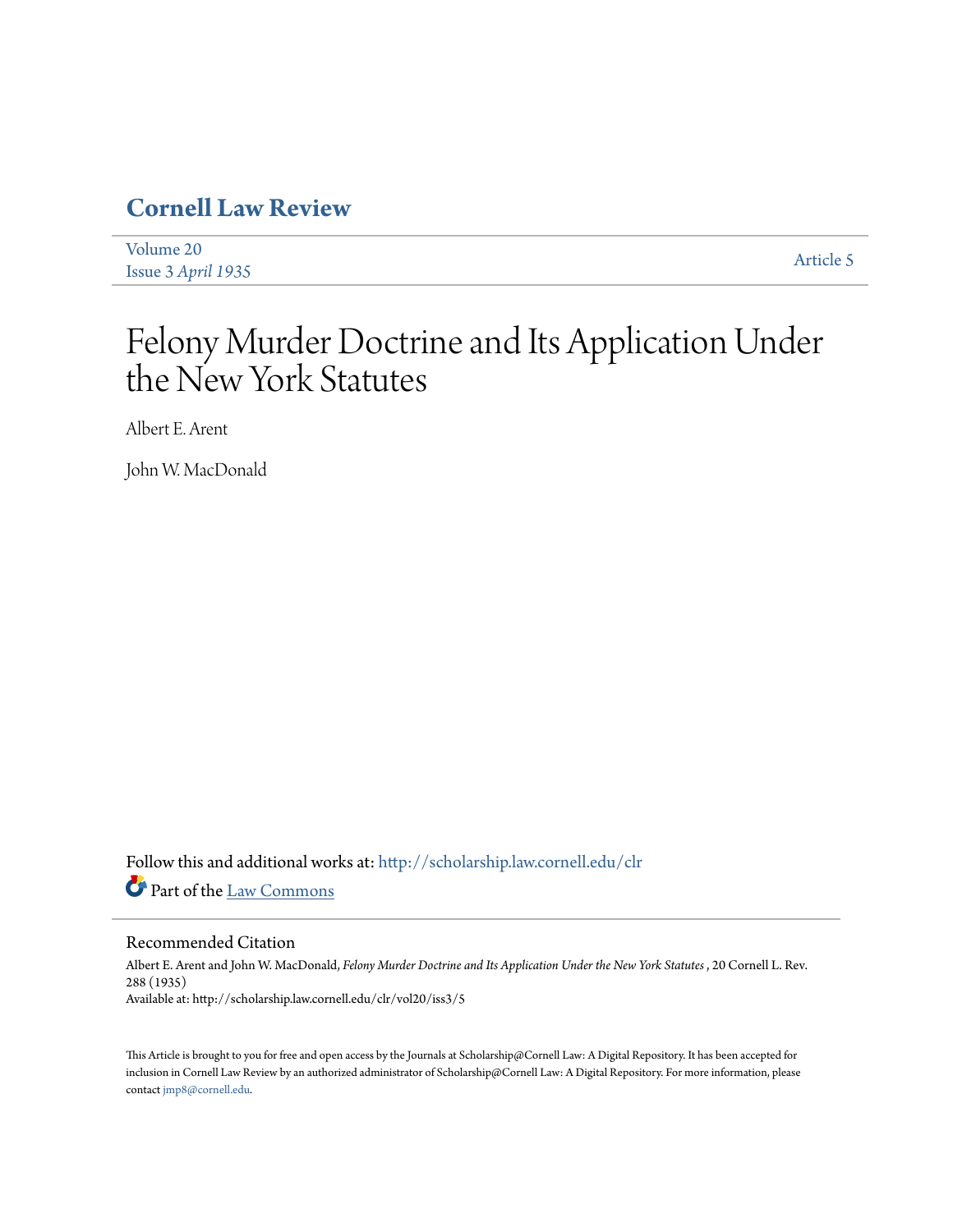# Cornell Law Review

Volume 20
Issue 3 *April 1935*

Article 5

# Felony Murder Doctrine and Its Application Under the New York Statutes

Albert E. Arent

John W. MacDonald

Follow this and additional works at: http://scholarship.law.cornell.edu/clr

Part of the Law Commons

## Recommended Citation

Albert E. Arent and John W. MacDonald, *Felony Murder Doctrine and Its Application Under the New York Statutes* , 20 Cornell L. Rev. 288 (1935)
Available at: http://scholarship.law.cornell.edu/clr/vol20/iss3/5

This Article is brought to you for free and open access by the Journals at Scholarship@Cornell Law: A Digital Repository. It has been accepted for inclusion in Cornell Law Review by an authorized administrator of Scholarship@Cornell Law: A Digital Repository. For more information, please contact jmp8@cornell.edu.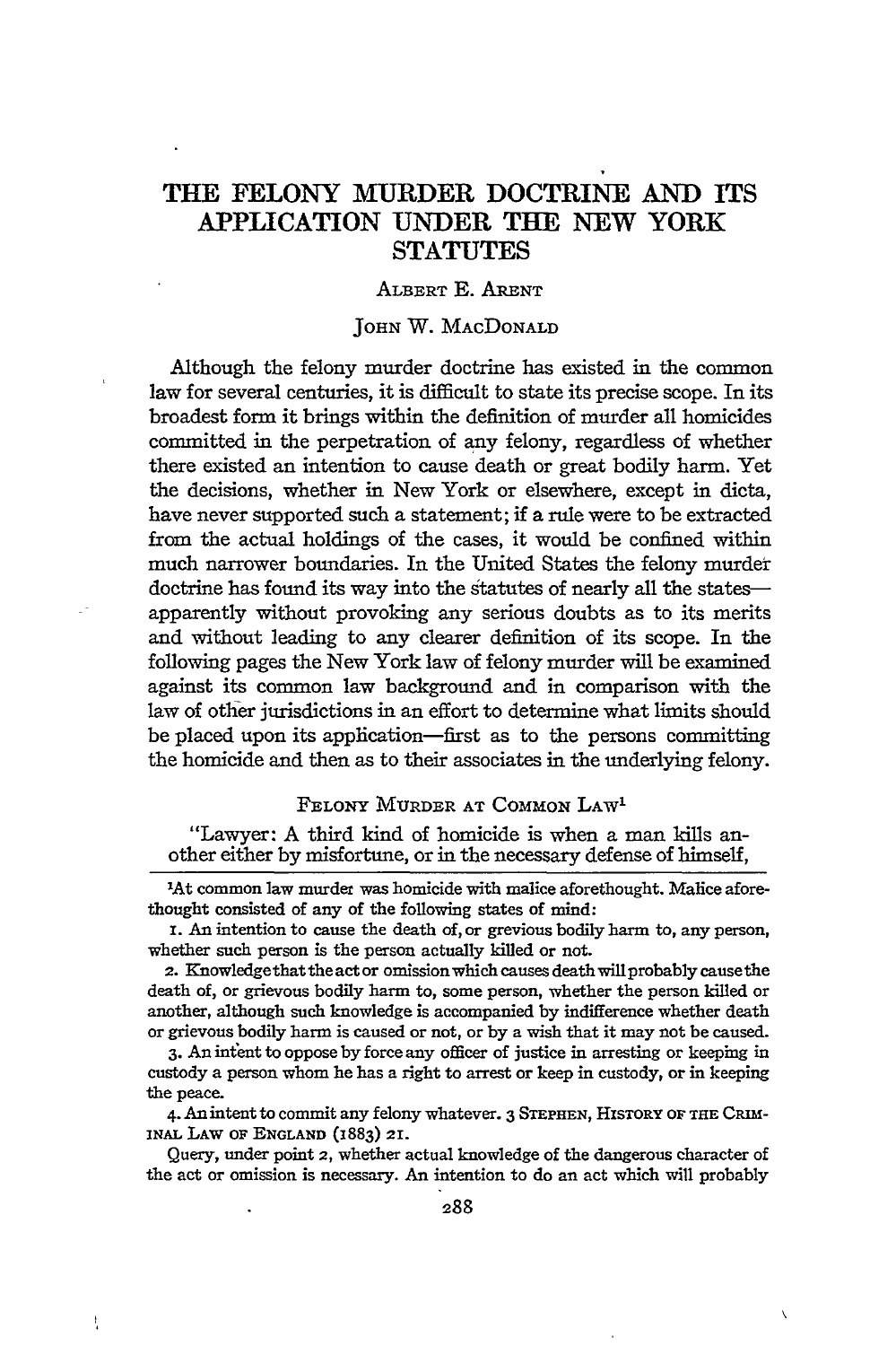# THE FELONY MURDER DOCTRINE AND ITS APPLICATION UNDER THE NEW YORK STATUTES

ALBERT E. ARENT

JOHN W. MACDONALD

Although the felony murder doctrine has existed in the common law for several centuries, it is difficult to state its precise scope. In its broadest form it brings within the definition of murder all homicides committed in the perpetration of any felony, regardless of whether there existed an intention to cause death or great bodily harm. Yet the decisions, whether in New York or elsewhere, except in dicta, have never supported such a statement; if a rule were to be extracted from the actual holdings of the cases, it would be confined within much narrower boundaries. In the United States the felony murder doctrine has found its way into the statutes of nearly all the states—apparently without provoking any serious doubts as to its merits and without leading to any clearer definition of its scope. In the following pages the New York law of felony murder will be examined against its common law background and in comparison with the law of other jurisdictions in an effort to determine what limits should be placed upon its application—first as to the persons committing the homicide and then as to their associates in the underlying felony.

## FELONY MURDER AT COMMON LAW[1]

"Lawyer: A third kind of homicide is when a man kills another either by misfortune, or in the necessary defense of himself,

---

[1]At common law murder was homicide with malice aforethought. Malice aforethought consisted of any of the following states of mind:

1. An intention to cause the death of, or grevious bodily harm to, any person, whether such person is the person actually killed or not.

2. Knowledge that the act or omission which causes death will probably cause the death of, or grievous bodily harm to, some person, whether the person killed or another, although such knowledge is accompanied by indifference whether death or grievous bodily harm is caused or not, or by a wish that it may not be caused.

3. An intent to oppose by force any officer of justice in arresting or keeping in custody a person whom he has a right to arrest or keep in custody, or in keeping the peace.

4. An intent to commit any felony whatever. 3 STEPHEN, HISTORY OF THE CRIMINAL LAW OF ENGLAND (1883) 21.

Query, under point 2, whether actual knowledge of the dangerous character of the act or omission is necessary. An intention to do an act which will probably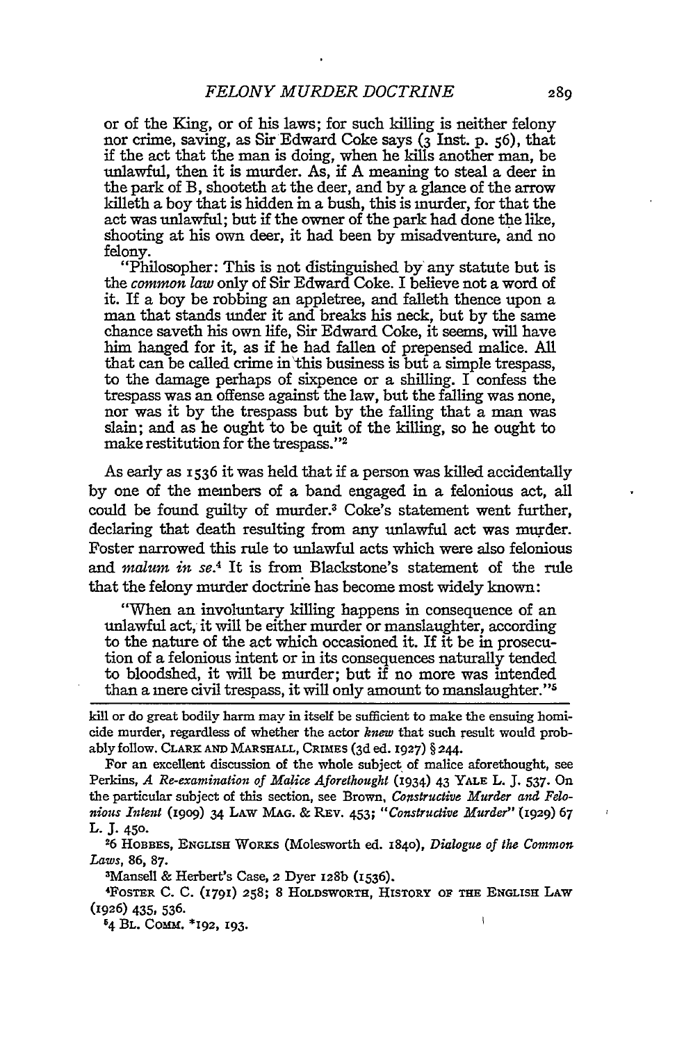or of the King, or of his laws; for such killing is neither felony nor crime, saving, as Sir Edward Coke says (3 Inst. p. 56), that if the act that the man is doing, when he kills another man, be unlawful, then it is murder. As, if A meaning to steal a deer in the park of B, shooteth at the deer, and by a glance of the arrow killeth a boy that is hidden in a bush, this is murder, for that the act was unlawful; but if the owner of the park had done the like, shooting at his own deer, it had been by misadventure, and no felony.

"Philosopher: This is not distinguished by any statute but is the *common law* only of Sir Edward Coke. I believe not a word of it. If a boy be robbing an appletree, and falleth thence upon a man that stands under it and breaks his neck, but by the same chance saveth his own life, Sir Edward Coke, it seems, will have him hanged for it, as if he had fallen of prepensed malice. All that can be called crime in this business is but a simple trespass, to the damage perhaps of sixpence or a shilling. I confess the trespass was an offense against the law, but the falling was none, nor was it by the trespass but by the falling that a man was slain; and as he ought to be quit of the killing, so he ought to make restitution for the trespass."[2]

As early as 1536 it was held that if a person was killed accidentally by one of the members of a band engaged in a felonious act, all could be found guilty of murder.[3] Coke's statement went further, declaring that death resulting from any unlawful act was murder. Foster narrowed this rule to unlawful acts which were also felonious and *malum in se*.[4] It is from Blackstone's statement of the rule that the felony murder doctrine has become most widely known:

> "When an involuntary killing happens in consequence of an unlawful act, it will be either murder or manslaughter, according to the nature of the act which occasioned it. If it be in prosecution of a felonious intent or in its consequences naturally tended to bloodshed, it will be murder; but if no more was intended than a mere civil trespass, it will only amount to manslaughter."[5]

---

kill or do great bodily harm may in itself be sufficient to make the ensuing homicide murder, regardless of whether the actor *knew* that such result would probably follow. CLARK AND MARSHALL, CRIMES (3d ed. 1927) § 244.

For an excellent discussion of the whole subject of malice aforethought, see Perkins, *A Re-examination of Malice Aforethought* (1934) 43 YALE L. J. 537. On the particular subject of this section, see Brown, *Constructive Murder and Felonious Intent* (1909) 34 LAW MAG. & REV. 453; *"Constructive Murder"* (1929) 67 L. J. 450.

[2] 6 HOBBES, ENGLISH WORKS (Molesworth ed. 1840), *Dialogue of the Common Laws*, 86, 87.

[3] Mansell & Herbert's Case, 2 Dyer 128b (1536).

[4] FOSTER C. C. (1791) 258; 8 HOLDSWORTH, HISTORY OF THE ENGLISH LAW (1926) 435, 536.

[5] 4 BL. COMM. *192, 193.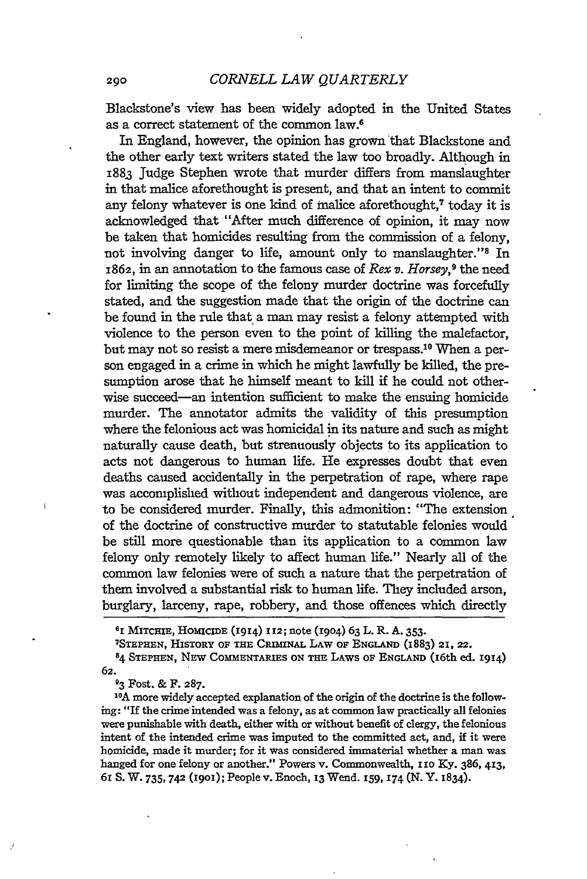Blackstone's view has been widely adopted in the United States as a correct statement of the common law.[6]

In England, however, the opinion has grown that Blackstone and the other early text writers stated the law too broadly. Although in 1883 Judge Stephen wrote that murder differs from manslaughter in that malice aforethought is present, and that an intent to commit any felony whatever is one kind of malice aforethought,[7] today it is acknowledged that "After much difference of opinion, it may now be taken that homicides resulting from the commission of a felony, not involving danger to life, amount only to manslaughter."[8] In 1862, in an annotation to the famous case of *Rex v. Horsey*,[9] the need for limiting the scope of the felony murder doctrine was forcefully stated, and the suggestion made that the origin of the doctrine can be found in the rule that a man may resist a felony attempted with violence to the person even to the point of killing the malefactor, but may not so resist a mere misdemeanor or trespass.[10] When a person engaged in a crime in which he might lawfully be killed, the presumption arose that he himself meant to kill if he could not otherwise succeed—an intention sufficient to make the ensuing homicide murder. The annotator admits the validity of this presumption where the felonious act was homicidal in its nature and such as might naturally cause death, but strenuously objects to its application to acts not dangerous to human life. He expresses doubt that even deaths caused accidentally in the perpetration of rape, where rape was accomplished without independent and dangerous violence, are to be considered murder. Finally, this admonition: "The extension of the doctrine of constructive murder to statutable felonies would be still more questionable than its application to a common law felony only remotely likely to affect human life." Nearly all of the common law felonies were of such a nature that the perpetration of them involved a substantial risk to human life. They included arson, burglary, larceny, rape, robbery, and those offences which directly

---

[6] 1 MITCHIE, HOMICIDE (1914) 112; note (1904) 63 L. R. A. 353.

[7] STEPHEN, HISTORY OF THE CRIMINAL LAW OF ENGLAND (1883) 21, 22.

[8] 4 STEPHEN, NEW COMMENTARIES ON THE LAWS OF ENGLAND (16th ed. 1914) 62.

[9] 3 Fost. & F. 287.

[10] A more widely accepted explanation of the origin of the doctrine is the following: "If the crime intended was a felony, as at common law practically all felonies were punishable with death, either with or without benefit of clergy, the felonious intent of the intended crime was imputed to the committed act, and, if it were homicide, made it murder; for it was considered immaterial whether a man was hanged for one felony or another." Powers v. Commonwealth, 110 Ky. 386, 413, 61 S. W. 735, 742 (1901); People v. Enoch, 13 Wend. 159, 174 (N. Y. 1834).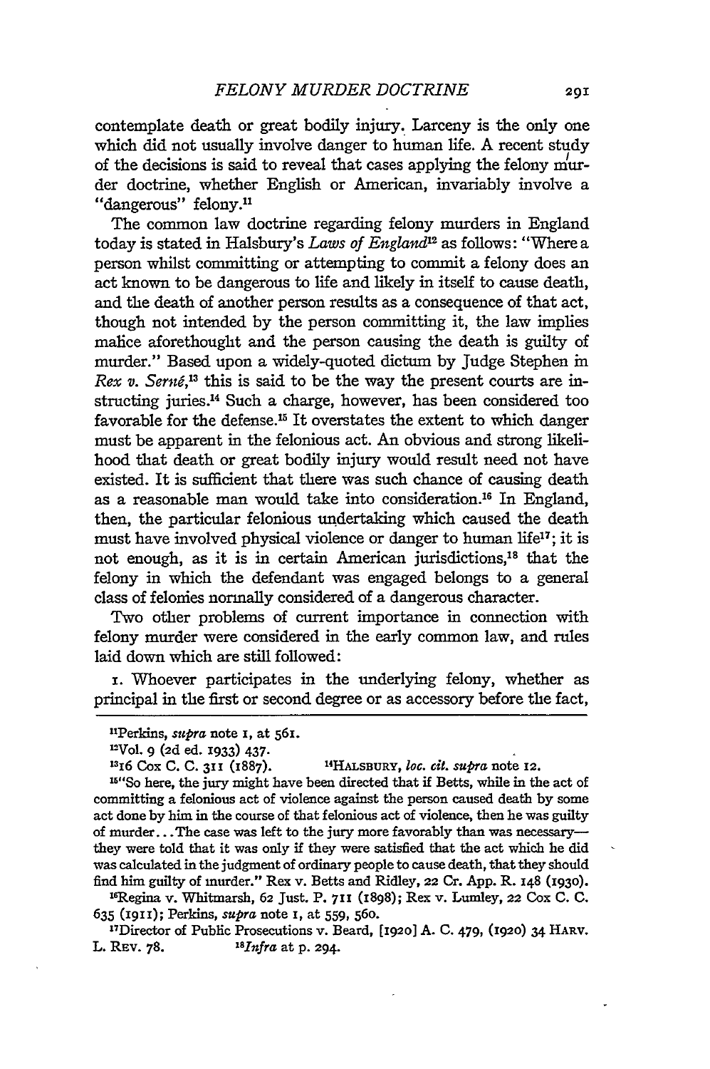contemplate death or great bodily injury. Larceny is the only one which did not usually involve danger to human life. A recent study of the decisions is said to reveal that cases applying the felony murder doctrine, whether English or American, invariably involve a "dangerous" felony.[11]

The common law doctrine regarding felony murders in England today is stated in Halsbury's *Laws of England*[12] as follows: "Where a person whilst committing or attempting to commit a felony does an act known to be dangerous to life and likely in itself to cause death, and the death of another person results as a consequence of that act, though not intended by the person committing it, the law implies malice aforethought and the person causing the death is guilty of murder." Based upon a widely-quoted dictum by Judge Stephen in *Rex v. Serné*,[13] this is said to be the way the present courts are instructing juries.[14] Such a charge, however, has been considered too favorable for the defense.[15] It overstates the extent to which danger must be apparent in the felonious act. An obvious and strong likelihood that death or great bodily injury would result need not have existed. It is sufficient that there was such chance of causing death as a reasonable man would take into consideration.[16] In England, then, the particular felonious undertaking which caused the death must have involved physical violence or danger to human life[17]; it is not enough, as it is in certain American jurisdictions,[18] that the felony in which the defendant was engaged belongs to a general class of felonies normally considered of a dangerous character.

Two other problems of current importance in connection with felony murder were considered in the early common law, and rules laid down which are still followed:

1. Whoever participates in the underlying felony, whether as principal in the first or second degree or as accessory before the fact,

---

[11] Perkins, *supra* note 1, at 561.

[12] Vol. 9 (2d ed. 1933) 437.

[13] 16 Cox C. C. 311 (1887).

[14] HALSBURY, *loc. cit. supra* note 12.

[15] "So here, the jury might have been directed that if Betts, while in the act of committing a felonious act of violence against the person caused death by some act done by him in the course of that felonious act of violence, then he was guilty of murder... The case was left to the jury more favorably than was necessary—they were told that it was only if they were satisfied that the act which he did was calculated in the judgment of ordinary people to cause death, that they should find him guilty of murder." Rex v. Betts and Ridley, 22 Cr. App. R. 148 (1930).

[16] Regina v. Whitmarsh, 62 Just. P. 711 (1898); Rex v. Lumley, 22 Cox C. C. 635 (1911); Perkins, *supra* note 1, at 559, 560.

[17] Director of Public Prosecutions v. Beard, [1920] A. C. 479, (1920) 34 HARV. L. REV. 78.

[18] *Infra* at p. 294.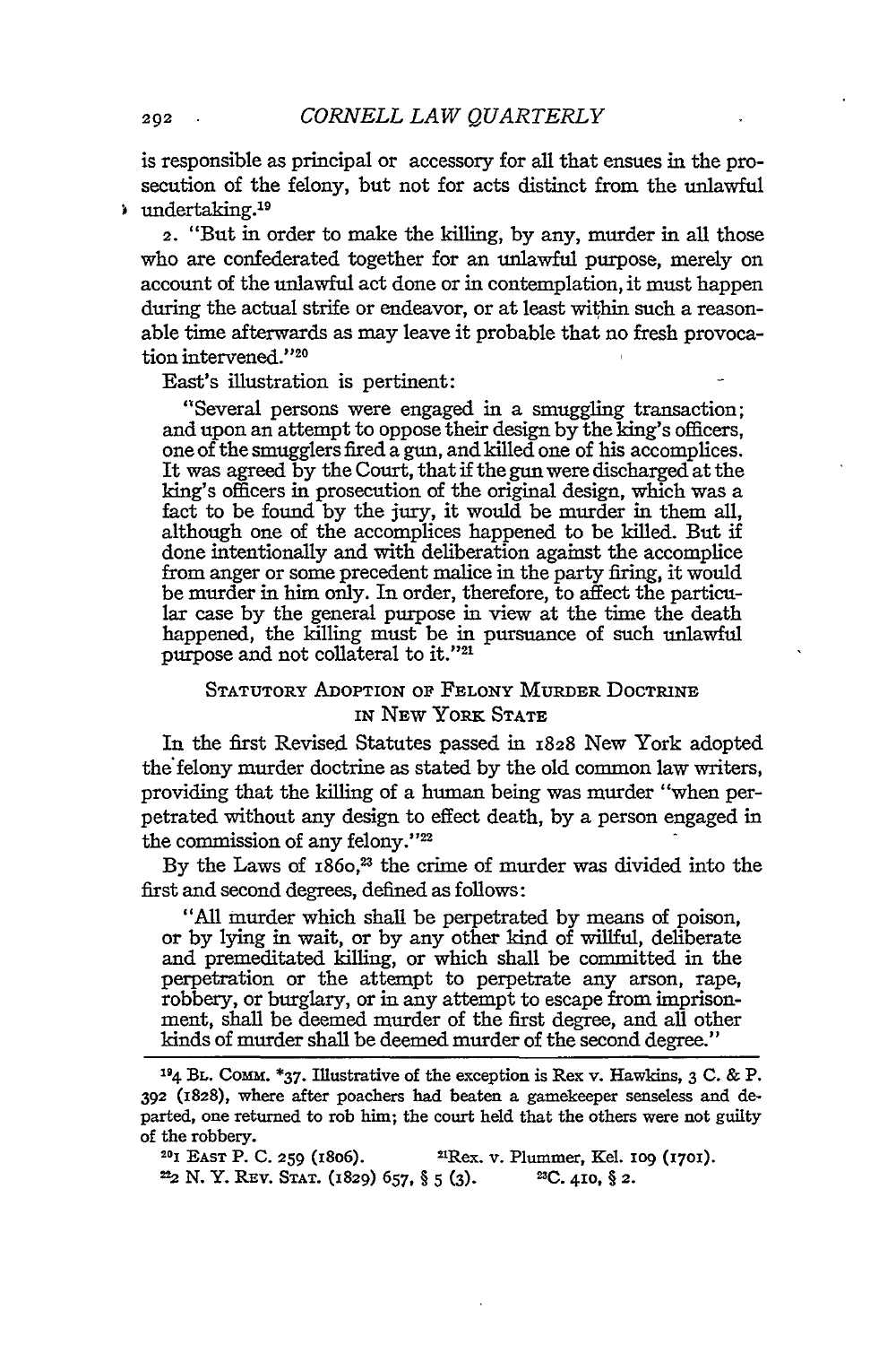is responsible as principal or accessory for all that ensues in the prosecution of the felony, but not for acts distinct from the unlawful undertaking.[19]

2. "But in order to make the killing, by any, murder in all those who are confederated together for an unlawful purpose, merely on account of the unlawful act done or in contemplation, it must happen during the actual strife or endeavor, or at least within such a reasonable time afterwards as may leave it probable that no fresh provocation intervened."[20]

East's illustration is pertinent:

> "Several persons were engaged in a smuggling transaction; and upon an attempt to oppose their design by the king's officers, one of the smugglers fired a gun, and killed one of his accomplices. It was agreed by the Court, that if the gun were discharged at the king's officers in prosecution of the original design, which was a fact to be found by the jury, it would be murder in them all, although one of the accomplices happened to be killed. But if done intentionally and with deliberation against the accomplice from anger or some precedent malice in the party firing, it would be murder in him only. In order, therefore, to affect the particular case by the general purpose in view at the time the death happened, the killing must be in pursuance of such unlawful purpose and not collateral to it."[21]

## Statutory Adoption of Felony Murder Doctrine in New York State

In the first Revised Statutes passed in 1828 New York adopted the felony murder doctrine as stated by the old common law writers, providing that the killing of a human being was murder "when perpetrated without any design to effect death, by a person engaged in the commission of any felony."[22]

By the Laws of 1860,[23] the crime of murder was divided into the first and second degrees, defined as follows:

> "All murder which shall be perpetrated by means of poison, or by lying in wait, or by any other kind of willful, deliberate and premeditated killing, or which shall be committed in the perpetration or the attempt to perpetrate any arson, rape, robbery, or burglary, or in any attempt to escape from imprisonment, shall be deemed murder of the first degree, and all other kinds of murder shall be deemed murder of the second degree."

---

[19] 4 Bl. Comm. *37. Illustrative of the exception is Rex v. Hawkins, 3 C. & P. 392 (1828), where after poachers had beaten a gamekeeper senseless and departed, one returned to rob him; the court held that the others were not guilty of the robbery.

[20] 1 East P. C. 259 (1806).

[21] Rex. v. Plummer, Kel. 109 (1701).

[22] 2 N. Y. Rev. Stat. (1829) 657, § 5 (3).

[23] C. 410, § 2.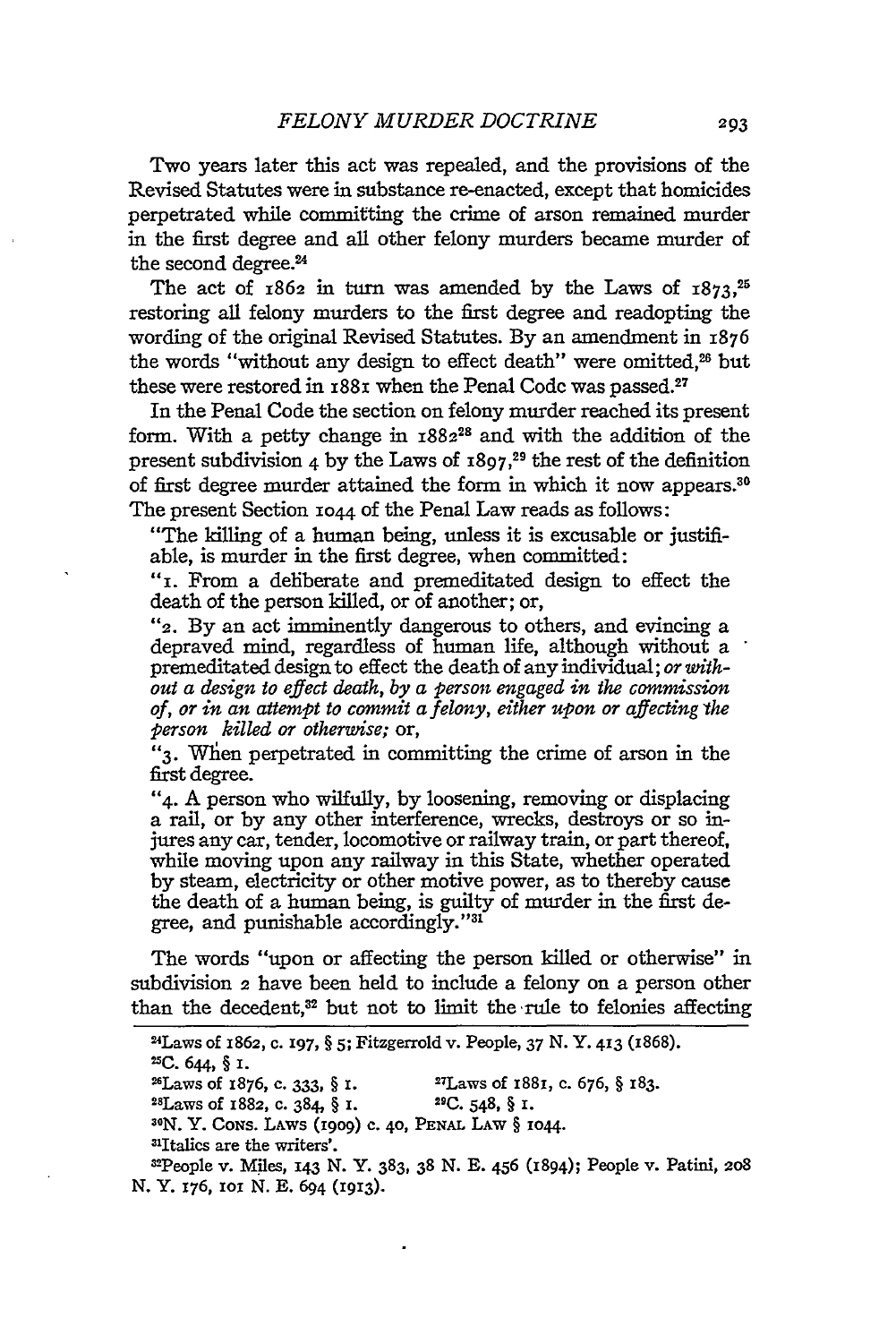Two years later this act was repealed, and the provisions of the Revised Statutes were in substance re-enacted, except that homicides perpetrated while committing the crime of arson remained murder in the first degree and all other felony murders became murder of the second degree.[24]

The act of 1862 in turn was amended by the Laws of 1873,[25] restoring all felony murders to the first degree and readopting the wording of the original Revised Statutes. By an amendment in 1876 the words "without any design to effect death" were omitted,[26] but these were restored in 1881 when the Penal Code was passed.[27]

In the Penal Code the section on felony murder reached its present form. With a petty change in 1882[28] and with the addition of the present subdivision 4 by the Laws of 1897,[29] the rest of the definition of first degree murder attained the form in which it now appears.[30] The present Section 1044 of the Penal Law reads as follows:

> "The killing of a human being, unless it is excusable or justifiable, is murder in the first degree, when committed:
>
> "1. From a deliberate and premeditated design to effect the death of the person killed, or of another; or,
>
> "2. By an act imminently dangerous to others, and evincing a depraved mind, regardless of human life, although without a premeditated design to effect the death of any individual; *or without a design to effect death, by a person engaged in the commission of, or in an attempt to commit a felony, either upon or affecting the person killed or otherwise;* or,
>
> "3. When perpetrated in committing the crime of arson in the first degree.
>
> "4. A person who wilfully, by loosening, removing or displacing a rail, or by any other interference, wrecks, destroys or so injures any car, tender, locomotive or railway train, or part thereof, while moving upon any railway in this State, whether operated by steam, electricity or other motive power, as to thereby cause the death of a human being, is guilty of murder in the first degree, and punishable accordingly."[31]

The words "upon or affecting the person killed or otherwise" in subdivision 2 have been held to include a felony on a person other than the decedent,[32] but not to limit the rule to felonies affecting

---

[24] Laws of 1862, c. 197, § 5; Fitzgerrold v. People, 37 N. Y. 413 (1868).

[25] C. 644, § 1.

[26] Laws of 1876, c. 333, § 1.

[27] Laws of 1881, c. 676, § 183.

[28] Laws of 1882, c. 384, § 1.

[29] C. 548, § 1.

[30] N. Y. CONS. LAWS (1909) c. 40, PENAL LAW § 1044.

[31] Italics are the writers'.

[32] People v. Miles, 143 N. Y. 383, 38 N. E. 456 (1894); People v. Patini, 208 N. Y. 176, 101 N. E. 694 (1913).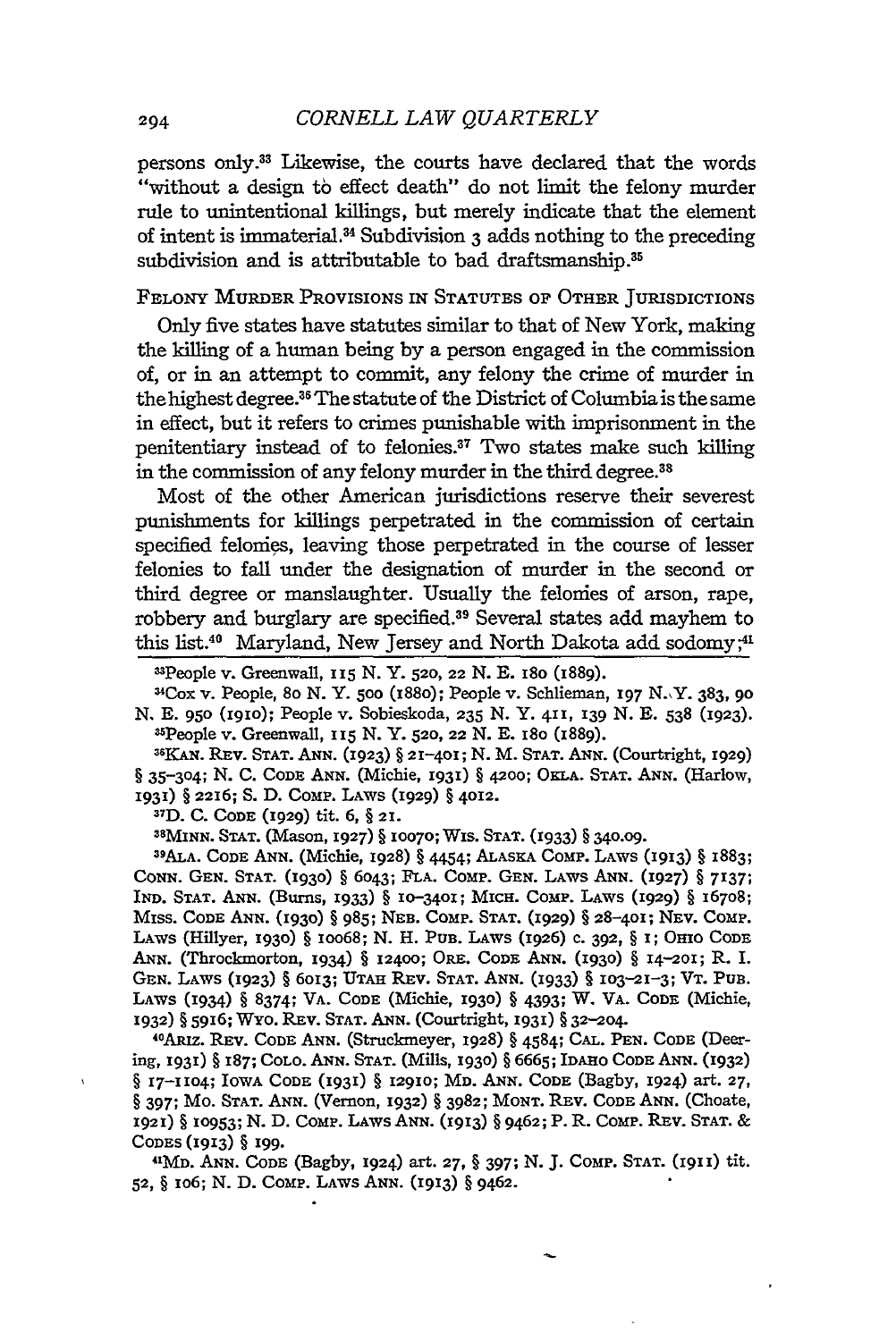persons only.[33] Likewise, the courts have declared that the words "without a design to effect death" do not limit the felony murder rule to unintentional killings, but merely indicate that the element of intent is immaterial.[34] Subdivision 3 adds nothing to the preceding subdivision and is attributable to bad draftsmanship.[35]

## Felony Murder Provisions in Statutes of Other Jurisdictions

Only five states have statutes similar to that of New York, making the killing of a human being by a person engaged in the commission of, or in an attempt to commit, any felony the crime of murder in the highest degree.[36] The statute of the District of Columbia is the same in effect, but it refers to crimes punishable with imprisonment in the penitentiary instead of to felonies.[37] Two states make such killing in the commission of any felony murder in the third degree.[38]

Most of the other American jurisdictions reserve their severest punishments for killings perpetrated in the commission of certain specified felonies, leaving those perpetrated in the course of lesser felonies to fall under the designation of murder in the second or third degree or manslaughter. Usually the felonies of arson, rape, robbery and burglary are specified.[39] Several states add mayhem to this list.[40] Maryland, New Jersey and North Dakota add sodomy;[41]

---

[33]People v. Greenwall, 115 N. Y. 520, 22 N. E. 180 (1889).

[34]Cox v. People, 80 N. Y. 500 (1880); People v. Schlieman, 197 N. Y. 383, 90 N. E. 950 (1910); People v. Sobieskoda, 235 N. Y. 411, 139 N. E. 538 (1923).

[35]People v. Greenwall, 115 N. Y. 520, 22 N. E. 180 (1889).

[36]Kan. Rev. Stat. Ann. (1923) § 21-401; N. M. Stat. Ann. (Courtright, 1929) § 35-304; N. C. Code Ann. (Michie, 1931) § 4200; Okla. Stat. Ann. (Harlow, 1931) § 2216; S. D. Comp. Laws (1929) § 4012.

[37]D. C. Code (1929) tit. 6, § 21.

[38]Minn. Stat. (Mason, 1927) § 10070; Wis. Stat. (1933) § 340.09.

[39]Ala. Code Ann. (Michie, 1928) § 4454; Alaska Comp. Laws (1913) § 1883; Conn. Gen. Stat. (1930) § 6043; Fla. Comp. Gen. Laws Ann. (1927) § 7137; Ind. Stat. Ann. (Burns, 1933) § 10-3401; Mich. Comp. Laws (1929) § 16708; Miss. Code Ann. (1930) § 985; Neb. Comp. Stat. (1929) § 28-401; Nev. Comp. Laws (Hillyer, 1930) § 10068; N. H. Pub. Laws (1926) c. 392, § 1; Ohio Code Ann. (Throckmorton, 1934) § 12400; Ore. Code Ann. (1930) § 14-201; R. I. Gen. Laws (1923) § 6013; Utah Rev. Stat. Ann. (1933) § 103-21-3; Vt. Pub. Laws (1934) § 8374; Va. Code (Michie, 1930) § 4393; W. Va. Code (Michie, 1932) § 5916; Wyo. Rev. Stat. Ann. (Courtright, 1931) § 32-204.

[40]Ariz. Rev. Code Ann. (Struckmeyer, 1928) § 4584; Cal. Pen. Code (Deering, 1931) § 187; Colo. Ann. Stat. (Mills, 1930) § 6665; Idaho Code Ann. (1932) § 17-1104; Iowa Code (1931) § 12910; Md. Ann. Code (Bagby, 1924) art. 27, § 397; Mo. Stat. Ann. (Vernon, 1932) § 3982; Mont. Rev. Code Ann. (Choate, 1921) § 10953; N. D. Comp. Laws Ann. (1913) § 9462; P. R. Comp. Rev. Stat. & Codes (1913) § 199.

[41]Md. Ann. Code (Bagby, 1924) art. 27, § 397; N. J. Comp. Stat. (1911) tit. 52, § 106; N. D. Comp. Laws Ann. (1913) § 9462.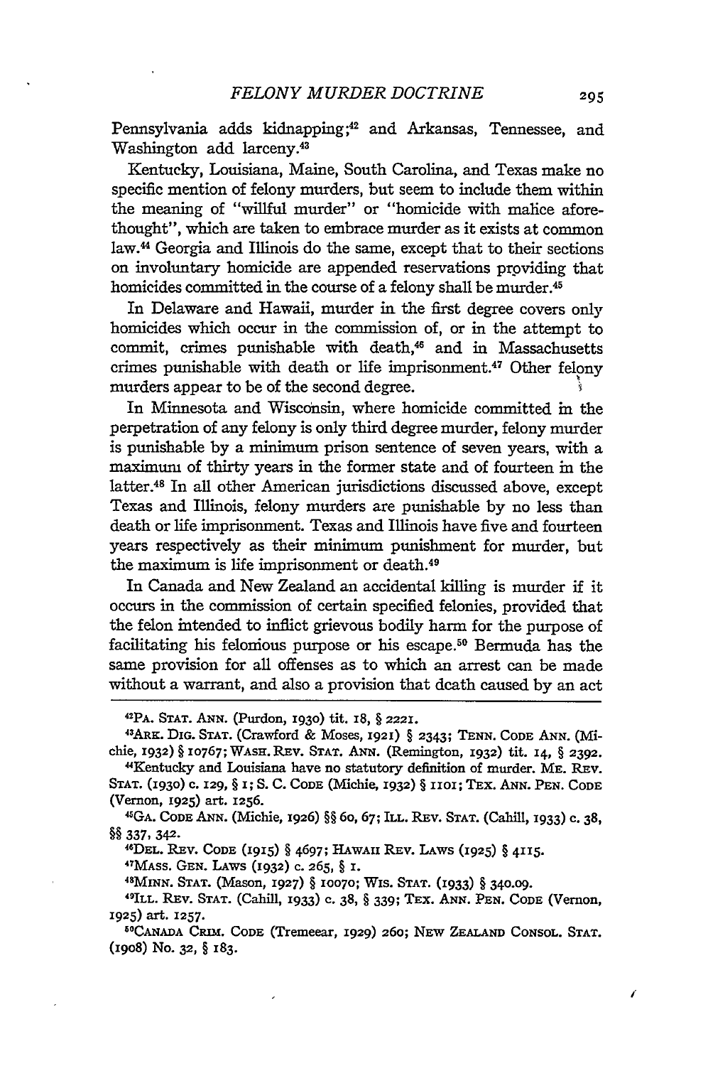Pennsylvania adds kidnapping;[42] and Arkansas, Tennessee, and Washington add larceny.[43]

Kentucky, Louisiana, Maine, South Carolina, and Texas make no specific mention of felony murders, but seem to include them within the meaning of "willful murder" or "homicide with malice aforethought", which are taken to embrace murder as it exists at common law.[44] Georgia and Illinois do the same, except that to their sections on involuntary homicide are appended reservations providing that homicides committed in the course of a felony shall be murder.[45]

In Delaware and Hawaii, murder in the first degree covers only homicides which occur in the commission of, or in the attempt to commit, crimes punishable with death,[46] and in Massachusetts crimes punishable with death or life imprisonment.[47] Other felony murders appear to be of the second degree.

In Minnesota and Wisconsin, where homicide committed in the perpetration of any felony is only third degree murder, felony murder is punishable by a minimum prison sentence of seven years, with a maximum of thirty years in the former state and of fourteen in the latter.[48] In all other American jurisdictions discussed above, except Texas and Illinois, felony murders are punishable by no less than death or life imprisonment. Texas and Illinois have five and fourteen years respectively as their minimum punishment for murder, but the maximum is life imprisonment or death.[49]

In Canada and New Zealand an accidental killing is murder if it occurs in the commission of certain specified felonies, provided that the felon intended to inflict grievous bodily harm for the purpose of facilitating his felonious purpose or his escape.[50] Bermuda has the same provision for all offenses as to which an arrest can be made without a warrant, and also a provision that death caused by an act

---

[42] PA. STAT. ANN. (Purdon, 1930) tit. 18, § 2221.

[43] ARK. DIG. STAT. (Crawford & Moses, 1921) § 2343; TENN. CODE ANN. (Michie, 1932) § 10767; WASH. REV. STAT. ANN. (Remington, 1932) tit. 14, § 2392.

[44] Kentucky and Louisiana have no statutory definition of murder. ME. REV. STAT. (1930) c. 129, § 1; S. C. CODE (Michie, 1932) § 1101; TEX. ANN. PEN. CODE (Vernon, 1925) art. 1256.

[45] GA. CODE ANN. (Michie, 1926) §§ 60, 67; ILL. REV. STAT. (Cahill, 1933) c. 38, §§ 337, 342.

[46] DEL. REV. CODE (1915) § 4697; HAWAII REV. LAWS (1925) § 4115.

[47] MASS. GEN. LAWS (1932) c. 265, § 1.

[48] MINN. STAT. (Mason, 1927) § 10070; WIS. STAT. (1933) § 340.09.

[49] ILL. REV. STAT. (Cahill, 1933) c. 38, § 339; TEX. ANN. PEN. CODE (Vernon, 1925) art. 1257.

[50] CANADA CRIM. CODE (Tremeear, 1929) 260; NEW ZEALAND CONSOL. STAT. (1908) No. 32, § 183.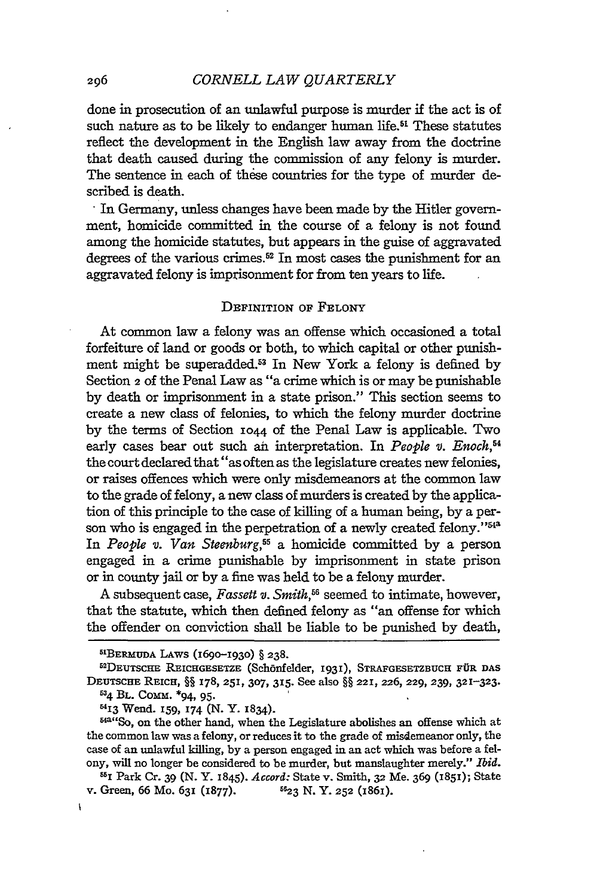done in prosecution of an unlawful purpose is murder if the act is of such nature as to be likely to endanger human life.[51] These statutes reflect the development in the English law away from the doctrine that death caused during the commission of any felony is murder. The sentence in each of these countries for the type of murder described is death.

In Germany, unless changes have been made by the Hitler government, homicide committed in the course of a felony is not found among the homicide statutes, but appears in the guise of aggravated degrees of the various crimes.[52] In most cases the punishment for an aggravated felony is imprisonment for from ten years to life.

## DEFINITION OF FELONY

At common law a felony was an offense which occasioned a total forfeiture of land or goods or both, to which capital or other punishment might be superadded.[53] In New York a felony is defined by Section 2 of the Penal Law as "a crime which is or may be punishable by death or imprisonment in a state prison." This section seems to create a new class of felonies, to which the felony murder doctrine by the terms of Section 1044 of the Penal Law is applicable. Two early cases bear out such an interpretation. In *People v. Enoch*,[54] the court declared that "as often as the legislature creates new felonies, or raises offences which were only misdemeanors at the common law to the grade of felony, a new class of murders is created by the application of this principle to the case of killing of a human being, by a person who is engaged in the perpetration of a newly created felony."[54a] In *People v. Van Steenburg*,[55] a homicide committed by a person engaged in a crime punishable by imprisonment in state prison or in county jail or by a fine was held to be a felony murder.

A subsequent case, *Fassett v. Smith*,[56] seemed to intimate, however, that the statute, which then defined felony as "an offense for which the offender on conviction shall be liable to be punished by death,

---

[51] BERMUDA LAWS (1690–1930) § 238.

[52] DEUTSCHE REICHGESETZE (Schönfelder, 1931), STRAFGESETZBUCH FÜR DAS DEUTSCHE REICH, §§ 178, 251, 307, 315. See also §§ 221, 226, 229, 239, 321–323.

[53] 4 BL. COMM. *94, 95.

[54] 13 Wend. 159, 174 (N. Y. 1834).

[54a] "So, on the other hand, when the Legislature abolishes an offense which at the common law was a felony, or reduces it to the grade of misdemeanor only, the case of an unlawful killing, by a person engaged in an act which was before a felony, will no longer be considered to be murder, but manslaughter merely." *Ibid.*

[55] 1 Park Cr. 39 (N. Y. 1845). *Accord:* State v. Smith, 32 Me. 369 (1851); State v. Green, 66 Mo. 631 (1877).

[56] 23 N. Y. 252 (1861).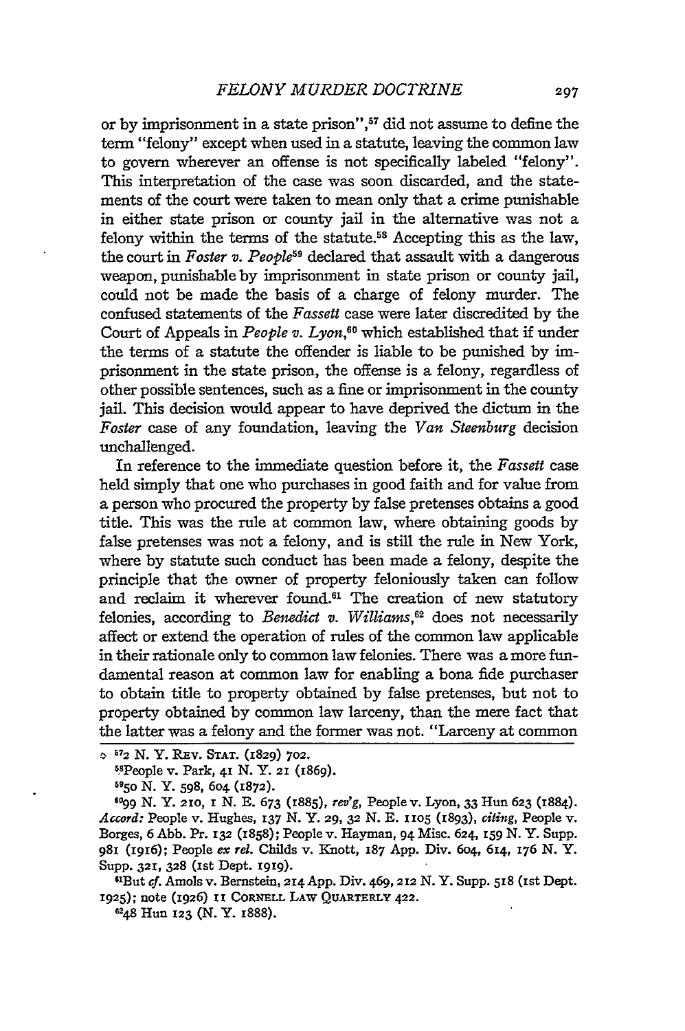or by imprisonment in a state prison",[57] did not assume to define the term "felony" except when used in a statute, leaving the common law to govern wherever an offense is not specifically labeled "felony". This interpretation of the case was soon discarded, and the statements of the court were taken to mean only that a crime punishable in either state prison or county jail in the alternative was not a felony within the terms of the statute.[58] Accepting this as the law, the court in *Foster v. People*[59] declared that assault with a dangerous weapon, punishable by imprisonment in state prison or county jail, could not be made the basis of a charge of felony murder. The confused statements of the *Fassett* case were later discredited by the Court of Appeals in *People v. Lyon*,[60] which established that if under the terms of a statute the offender is liable to be punished by imprisonment in the state prison, the offense is a felony, regardless of other possible sentences, such as a fine or imprisonment in the county jail. This decision would appear to have deprived the dictum in the *Foster* case of any foundation, leaving the *Van Steenburg* decision unchallenged.

In reference to the immediate question before it, the *Fassett* case held simply that one who purchases in good faith and for value from a person who procured the property by false pretenses obtains a good title. This was the rule at common law, where obtaining goods by false pretenses was not a felony, and is still the rule in New York, where by statute such conduct has been made a felony, despite the principle that the owner of property feloniously taken can follow and reclaim it wherever found.[61] The creation of new statutory felonies, according to *Benedict v. Williams*,[62] does not necessarily affect or extend the operation of rules of the common law applicable in their rationale only to common law felonies. There was a more fundamental reason at common law for enabling a bona fide purchaser to obtain title to property obtained by false pretenses, but not to property obtained by common law larceny, than the mere fact that the latter was a felony and the former was not. "Larceny at common

---

[57] 2 N. Y. Rev. Stat. (1829) 702.

[58] People v. Park, 41 N. Y. 21 (1869).

[59] 50 N. Y. 598, 604 (1872).

[60] 99 N. Y. 210, 1 N. E. 673 (1885), *rev'g*, People v. Lyon, 33 Hun 623 (1884). *Accord:* People v. Hughes, 137 N. Y. 29, 32 N. E. 1105 (1893), *citing*, People v. Borges, 6 Abb. Pr. 132 (1858); People v. Hayman, 94 Misc. 624, 159 N. Y. Supp. 981 (1916); People *ex rel.* Childs v. Knott, 187 App. Div. 604, 614, 176 N. Y. Supp. 321, 328 (1st Dept. 1919).

[61] But *cf.* Amols v. Bernstein, 214 App. Div. 469, 212 N. Y. Supp. 518 (1st Dept. 1925); note (1926) 11 Cornell Law Quarterly 422.

[62] 48 Hun 123 (N. Y. 1888).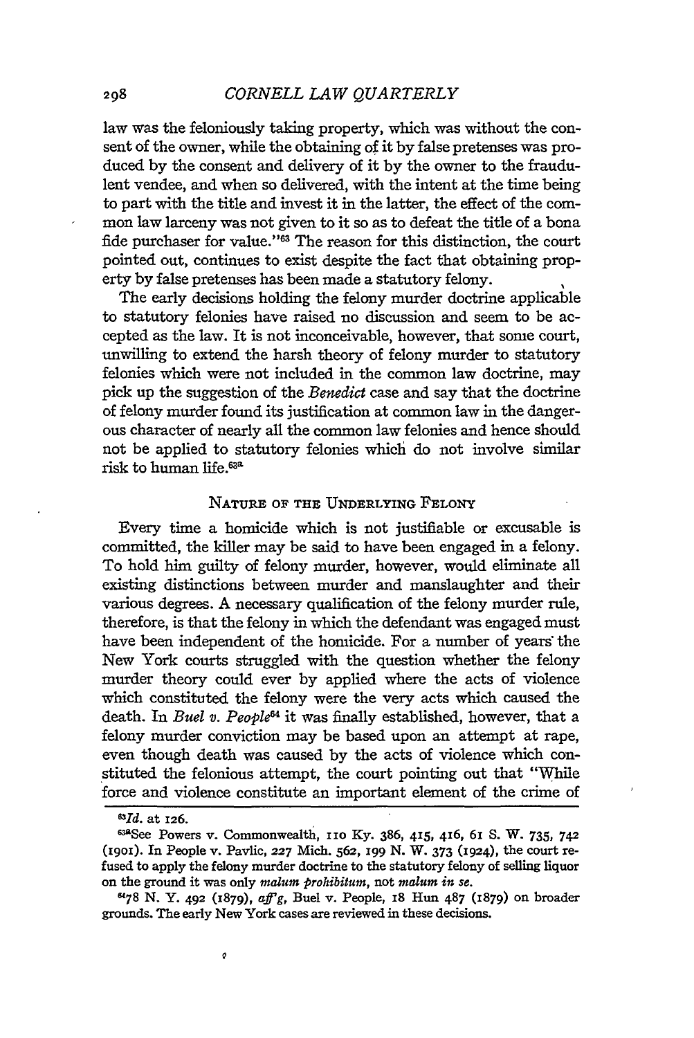law was the feloniously taking property, which was without the consent of the owner, while the obtaining of it by false pretenses was produced by the consent and delivery of it by the owner to the fraudulent vendee, and when so delivered, with the intent at the time being to part with the title and invest it in the latter, the effect of the common law larceny was not given to it so as to defeat the title of a bona fide purchaser for value."[63] The reason for this distinction, the court pointed out, continues to exist despite the fact that obtaining property by false pretenses has been made a statutory felony.

The early decisions holding the felony murder doctrine applicable to statutory felonies have raised no discussion and seem to be accepted as the law. It is not inconceivable, however, that some court, unwilling to extend the harsh theory of felony murder to statutory felonies which were not included in the common law doctrine, may pick up the suggestion of the *Benedict* case and say that the doctrine of felony murder found its justification at common law in the dangerous character of nearly all the common law felonies and hence should not be applied to statutory felonies which do not involve similar risk to human life.[63a]

## Nature of the Underlying Felony

Every time a homicide which is not justifiable or excusable is committed, the killer may be said to have been engaged in a felony. To hold him guilty of felony murder, however, would eliminate all existing distinctions between murder and manslaughter and their various degrees. A necessary qualification of the felony murder rule, therefore, is that the felony in which the defendant was engaged must have been independent of the homicide. For a number of years the New York courts struggled with the question whether the felony murder theory could ever by applied where the acts of violence which constituted the felony were the very acts which caused the death. In *Buel v. People*[64] it was finally established, however, that a felony murder conviction may be based upon an attempt at rape, even though death was caused by the acts of violence which constituted the felonious attempt, the court pointing out that "While force and violence constitute an important element of the crime of

---

[63] *Id.* at 126.

[63a] See Powers v. Commonwealth, 110 Ky. 386, 415, 416, 61 S. W. 735, 742 (1901). In People v. Pavlic, 227 Mich. 562, 199 N. W. 373 (1924), the court refused to apply the felony murder doctrine to the statutory felony of selling liquor on the ground it was only *malum prohibitum*, not *malum in se*.

[64] 78 N. Y. 492 (1879), *aff'g*, Buel v. People, 18 Hun 487 (1879) on broader grounds. The early New York cases are reviewed in these decisions.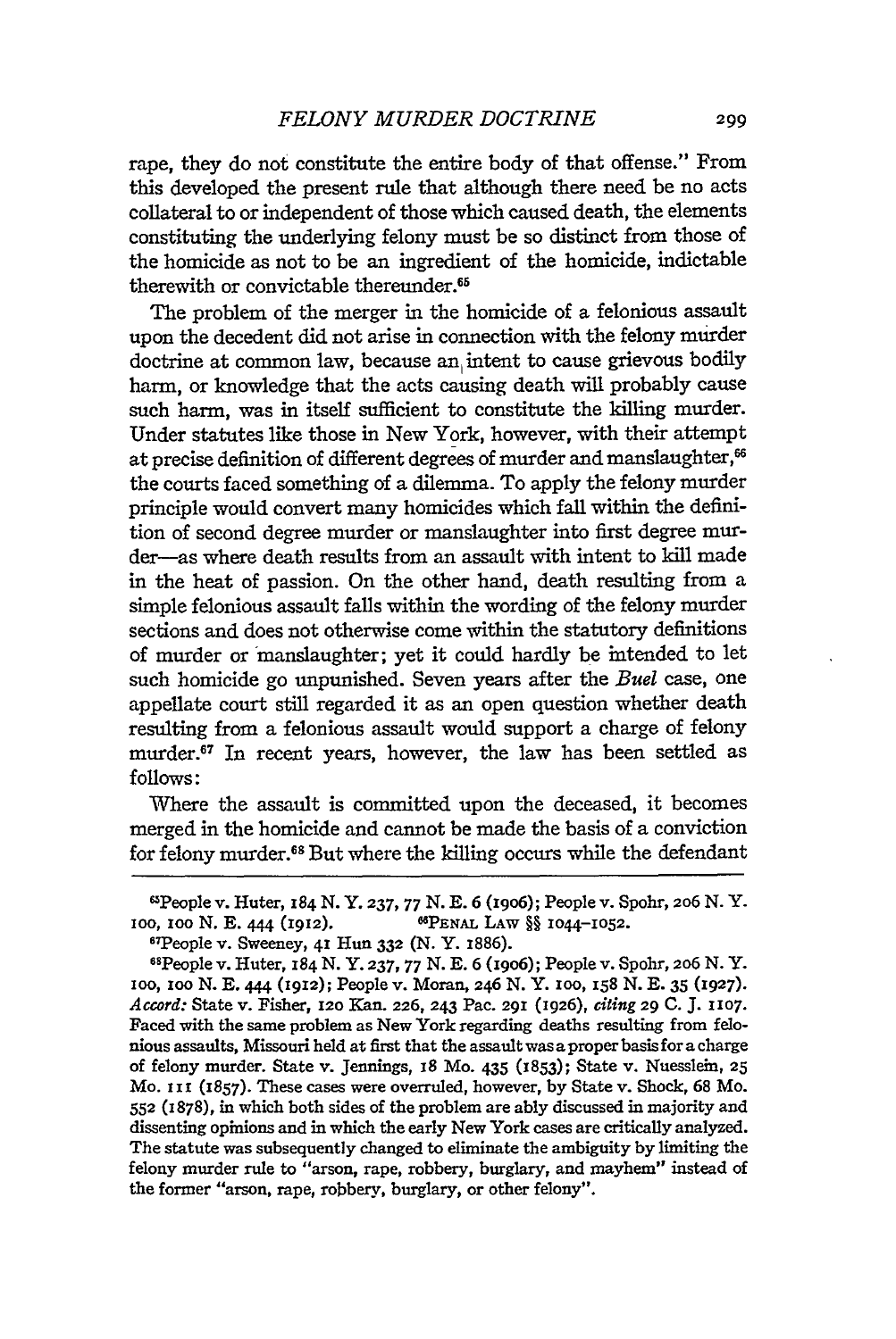rape, they do not constitute the entire body of that offense." From this developed the present rule that although there need be no acts collateral to or independent of those which caused death, the elements constituting the underlying felony must be so distinct from those of the homicide as not to be an ingredient of the homicide, indictable therewith or convictable thereunder.[65]

The problem of the merger in the homicide of a felonious assault upon the decedent did not arise in connection with the felony murder doctrine at common law, because an intent to cause grievous bodily harm, or knowledge that the acts causing death will probably cause such harm, was in itself sufficient to constitute the killing murder. Under statutes like those in New York, however, with their attempt at precise definition of different degrees of murder and manslaughter,[66] the courts faced something of a dilemma. To apply the felony murder principle would convert many homicides which fall within the definition of second degree murder or manslaughter into first degree murder—as where death results from an assault with intent to kill made in the heat of passion. On the other hand, death resulting from a simple felonious assault falls within the wording of the felony murder sections and does not otherwise come within the statutory definitions of murder or manslaughter; yet it could hardly be intended to let such homicide go unpunished. Seven years after the *Buel* case, one appellate court still regarded it as an open question whether death resulting from a felonious assault would support a charge of felony murder.[67] In recent years, however, the law has been settled as follows:

Where the assault is committed upon the deceased, it becomes merged in the homicide and cannot be made the basis of a conviction for felony murder.[68] But where the killing occurs while the defendant

---

[65] People v. Huter, 184 N. Y. 237, 77 N. E. 6 (1906); People v. Spohr, 206 N. Y. 100, 100 N. E. 444 (1912).

[66] Penal Law §§ 1044–1052.

[67] People v. Sweeney, 41 Hun 332 (N. Y. 1886).

[68] People v. Huter, 184 N. Y. 237, 77 N. E. 6 (1906); People v. Spohr, 206 N. Y. 100, 100 N. E. 444 (1912); People v. Moran, 246 N. Y. 100, 158 N. E. 35 (1927). *Accord:* State v. Fisher, 120 Kan. 226, 243 Pac. 291 (1926), *citing* 29 C. J. 1107. Faced with the same problem as New York regarding deaths resulting from felonious assaults, Missouri held at first that the assault was a proper basis for a charge of felony murder. State v. Jennings, 18 Mo. 435 (1853); State v. Nuesslein, 25 Mo. 111 (1857). These cases were overruled, however, by State v. Shock, 68 Mo. 552 (1878), in which both sides of the problem are ably discussed in majority and dissenting opinions and in which the early New York cases are critically analyzed. The statute was subsequently changed to eliminate the ambiguity by limiting the felony murder rule to "arson, rape, robbery, burglary, and mayhem" instead of the former "arson, rape, robbery, burglary, or other felony".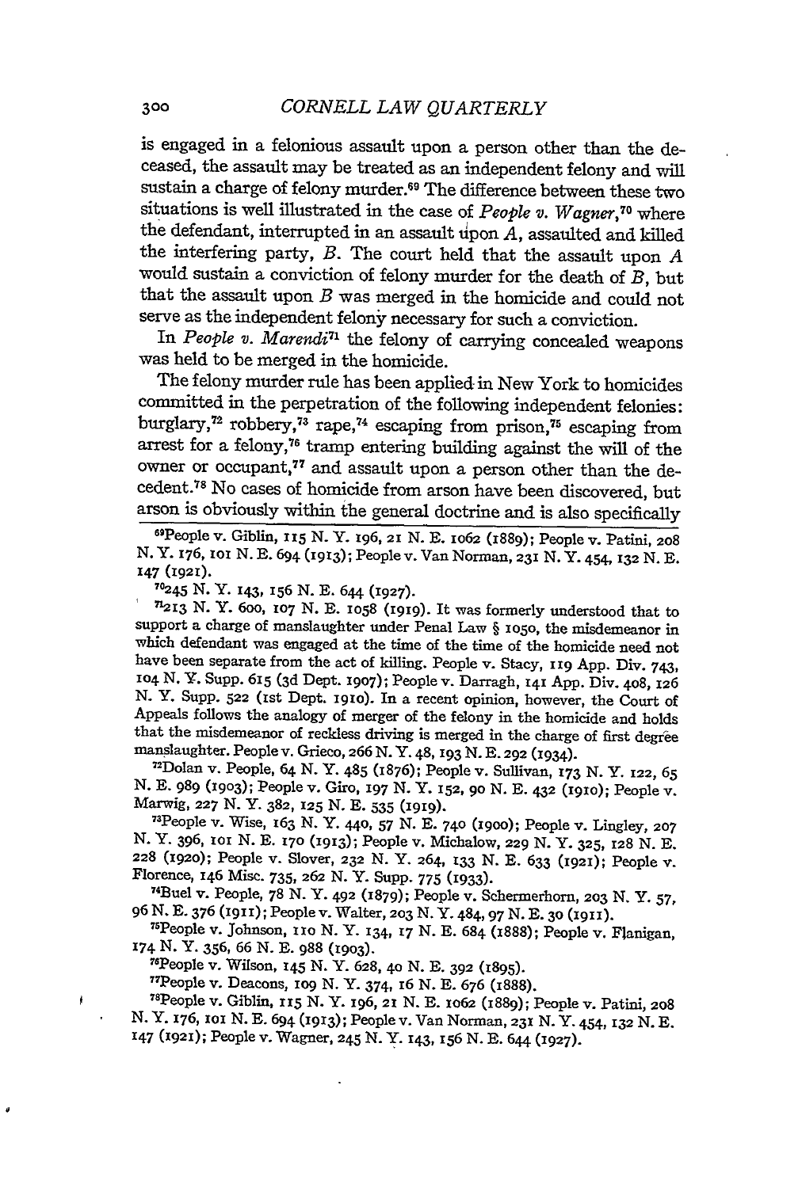is engaged in a felonious assault upon a person other than the deceased, the assault may be treated as an independent felony and will sustain a charge of felony murder.[69] The difference between these two situations is well illustrated in the case of *People v. Wagner*,[70] where the defendant, interrupted in an assault upon *A*, assaulted and killed the interfering party, *B*. The court held that the assault upon *A* would sustain a conviction of felony murder for the death of *B*, but that the assault upon *B* was merged in the homicide and could not serve as the independent felony necessary for such a conviction.

In *People v. Marendi*[71] the felony of carrying concealed weapons was held to be merged in the homicide.

The felony murder rule has been applied in New York to homicides committed in the perpetration of the following independent felonies: burglary,[72] robbery,[73] rape,[74] escaping from prison,[75] escaping from arrest for a felony,[76] tramp entering building against the will of the owner or occupant,[77] and assault upon a person other than the decedent.[78] No cases of homicide from arson have been discovered, but arson is obviously within the general doctrine and is also specifically

---

[69] People v. Giblin, 115 N. Y. 196, 21 N. E. 1062 (1889); People v. Patini, 208 N. Y. 176, 101 N. E. 694 (1913); People v. Van Norman, 231 N. Y. 454, 132 N. E. 147 (1921).

[70] 245 N. Y. 143, 156 N. E. 644 (1927).

[71] 213 N. Y. 600, 107 N. E. 1058 (1919). It was formerly understood that to support a charge of manslaughter under Penal Law § 1050, the misdemeanor in which defendant was engaged at the time of the time of the homicide need not have been separate from the act of killing. People v. Stacy, 119 App. Div. 743, 104 N. Y. Supp. 615 (3d Dept. 1907); People v. Darragh, 141 App. Div. 408, 126 N. Y. Supp. 522 (1st Dept. 1910). In a recent opinion, however, the Court of Appeals follows the analogy of merger of the felony in the homicide and holds that the misdemeanor of reckless driving is merged in the charge of first degree manslaughter. People v. Grieco, 266 N. Y. 48, 193 N. E. 292 (1934).

[72] Dolan v. People, 64 N. Y. 485 (1876); People v. Sullivan, 173 N. Y. 122, 65 N. E. 989 (1903); People v. Giro, 197 N. Y. 152, 90 N. E. 432 (1910); People v. Marwig, 227 N. Y. 382, 125 N. E. 535 (1919).

[73] People v. Wise, 163 N. Y. 440, 57 N. E. 740 (1900); People v. Lingley, 207 N. Y. 396, 101 N. E. 170 (1913); People v. Michalow, 229 N. Y. 325, 128 N. E. 228 (1920); People v. Slover, 232 N. Y. 264, 133 N. E. 633 (1921); People v. Florence, 146 Misc. 735, 262 N. Y. Supp. 775 (1933).

[74] Buel v. People, 78 N. Y. 492 (1879); People v. Schermerhorn, 203 N. Y. 57, 96 N. E. 376 (1911); People v. Walter, 203 N. Y. 484, 97 N. E. 30 (1911).

[75] People v. Johnson, 110 N. Y. 134, 17 N. E. 684 (1888); People v. Flanigan, 174 N. Y. 356, 66 N. E. 988 (1903).

[76] People v. Wilson, 145 N. Y. 628, 40 N. E. 392 (1895).

[77] People v. Deacons, 109 N. Y. 374, 16 N. E. 676 (1888).

[78] People v. Giblin, 115 N. Y. 196, 21 N. E. 1062 (1889); People v. Patini, 208 N. Y. 176, 101 N. E. 694 (1913); People v. Van Norman, 231 N. Y. 454, 132 N. E. 147 (1921); People v. Wagner, 245 N. Y. 143, 156 N. E. 644 (1927).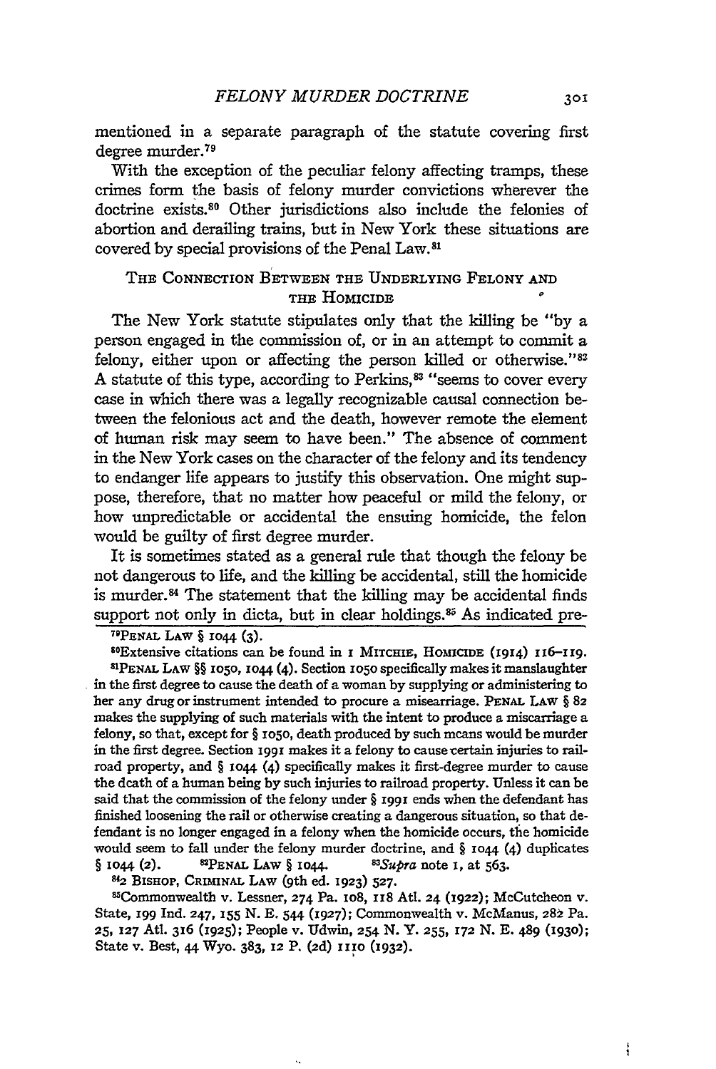mentioned in a separate paragraph of the statute covering first degree murder.[79]

With the exception of the peculiar felony affecting tramps, these crimes form the basis of felony murder convictions wherever the doctrine exists.[80] Other jurisdictions also include the felonies of abortion and derailing trains, but in New York these situations are covered by special provisions of the Penal Law.[81]

## The Connection Between the Underlying Felony and the Homicide

The New York statute stipulates only that the killing be "by a person engaged in the commission of, or in an attempt to commit a felony, either upon or affecting the person killed or otherwise."[82] A statute of this type, according to Perkins,[83] "seems to cover every case in which there was a legally recognizable causal connection between the felonious act and the death, however remote the element of human risk may seem to have been." The absence of comment in the New York cases on the character of the felony and its tendency to endanger life appears to justify this observation. One might suppose, therefore, that no matter how peaceful or mild the felony, or how unpredictable or accidental the ensuing homicide, the felon would be guilty of first degree murder.

It is sometimes stated as a general rule that though the felony be not dangerous to life, and the killing be accidental, still the homicide is murder.[84] The statement that the killing may be accidental finds support not only in dicta, but in clear holdings.[85] As indicated pre-

---

[79] PENAL LAW § 1044 (3).

[80] Extensive citations can be found in 1 MITCHIE, HOMICIDE (1914) 116–119.

[81] PENAL LAW §§ 1050, 1044 (4). Section 1050 specifically makes it manslaughter in the first degree to cause the death of a woman by supplying or administering to her any drug or instrument intended to procure a miscarriage. PENAL LAW § 82 makes the supplying of such materials with the intent to produce a miscarriage a felony, so that, except for § 1050, death produced by such means would be murder in the first degree. Section 1991 makes it a felony to cause certain injuries to railroad property, and § 1044 (4) specifically makes it first-degree murder to cause the death of a human being by such injuries to railroad property. Unless it can be said that the commission of the felony under § 1991 ends when the defendant has finished loosening the rail or otherwise creating a dangerous situation, so that defendant is no longer engaged in a felony when the homicide occurs, the homicide would seem to fall under the felony murder doctrine, and § 1044 (4) duplicates § 1044 (2).

[82] PENAL LAW § 1044.

[83] *Supra* note 1, at 563.

[84] 2 BISHOP, CRIMINAL LAW (9th ed. 1923) 527.

[85] Commonwealth v. Lessner, 274 Pa. 108, 118 Atl. 24 (1922); McCutcheon v. State, 199 Ind. 247, 155 N. E. 544 (1927); Commonwealth v. McManus, 282 Pa. 25, 127 Atl. 316 (1925); People v. Udwin, 254 N. Y. 255, 172 N. E. 489 (1930); State v. Best, 44 Wyo. 383, 12 P. (2d) 1110 (1932).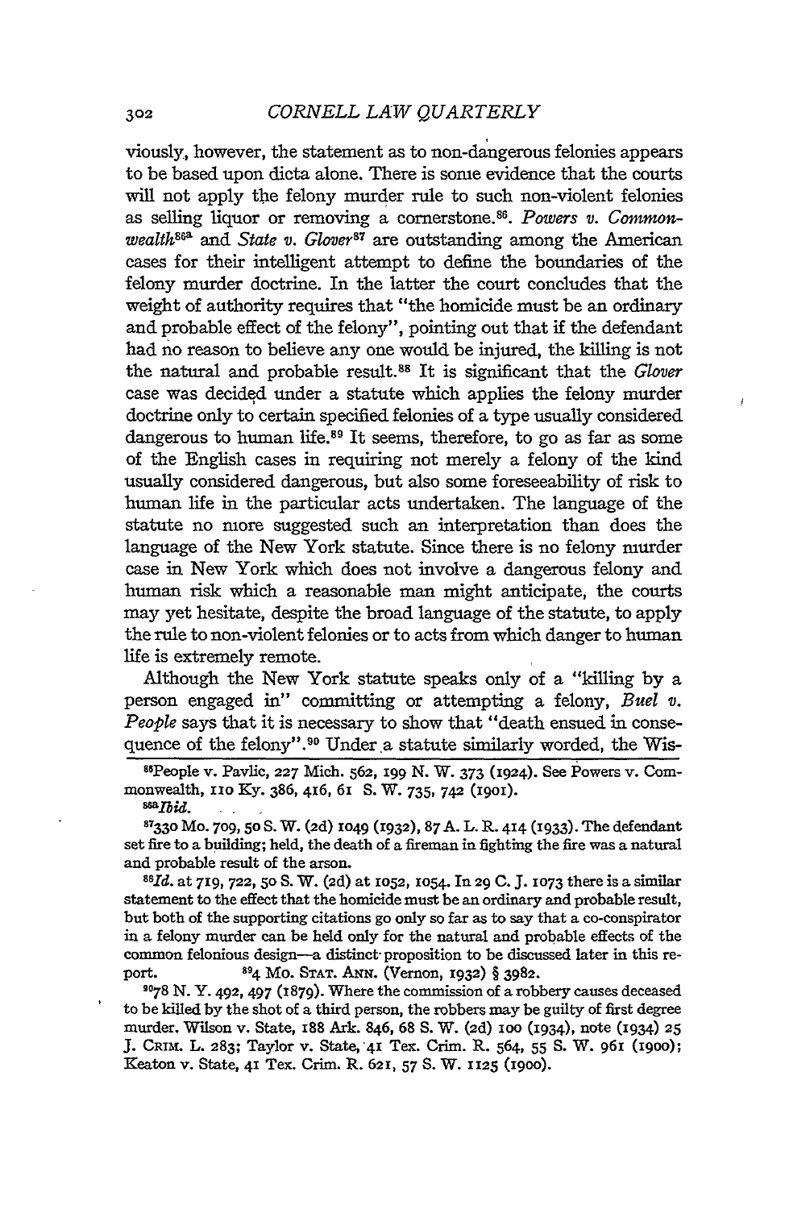viously, however, the statement as to non-dangerous felonies appears to be based upon dicta alone. There is some evidence that the courts will not apply the felony murder rule to such non-violent felonies as selling liquor or removing a cornerstone.[86]. *Powers v. Commonwealth*[86a] and *State v. Glover*[87] are outstanding among the American cases for their intelligent attempt to define the boundaries of the felony murder doctrine. In the latter the court concludes that the weight of authority requires that "the homicide must be an ordinary and probable effect of the felony", pointing out that if the defendant had no reason to believe any one would be injured, the killing is not the natural and probable result.[88] It is significant that the *Glover* case was decided under a statute which applies the felony murder doctrine only to certain specified felonies of a type usually considered dangerous to human life.[89] It seems, therefore, to go as far as some of the English cases in requiring not merely a felony of the kind usually considered dangerous, but also some foreseeability of risk to human life in the particular acts undertaken. The language of the statute no more suggested such an interpretation than does the language of the New York statute. Since there is no felony murder case in New York which does not involve a dangerous felony and human risk which a reasonable man might anticipate, the courts may yet hesitate, despite the broad language of the statute, to apply the rule to non-violent felonies or to acts from which danger to human life is extremely remote.

Although the New York statute speaks only of a "killing by a person engaged in" committing or attempting a felony, *Buel v. People* says that it is necessary to show that "death ensued in consequence of the felony".[90] Under a statute similarly worded, the Wis-

[86]People v. Pavlic, 227 Mich. 562, 199 N. W. 373 (1924). See Powers v. Commonwealth, 110 Ky. 386, 416, 61 S. W. 735, 742 (1901).

[86a]*Ibid.*

[87]330 Mo. 709, 50 S. W. (2d) 1049 (1932), 87 A. L. R. 414 (1933). The defendant set fire to a building; held, the death of a fireman in fighting the fire was a natural and probable result of the arson.

[88]*Id.* at 719, 722, 50 S. W. (2d) at 1052, 1054. In 29 C. J. 1073 there is a similar statement to the effect that the homicide must be an ordinary and probable result, but both of the supporting citations go only so far as to say that a co-conspirator in a felony murder can be held only for the natural and probable effects of the common felonious design—a distinct proposition to be discussed later in this report.

[89]4 Mo. Stat. Ann. (Vernon, 1932) § 3982.

[90]78 N. Y. 492, 497 (1879). Where the commission of a robbery causes deceased to be killed by the shot of a third person, the robbers may be guilty of first degree murder. Wilson v. State, 188 Ark. 846, 68 S. W. (2d) 100 (1934), note (1934) 25 J. Crim. L. 283; Taylor v. State, 41 Tex. Crim. R. 564, 55 S. W. 961 (1900); Keaton v. State, 41 Tex. Crim. R. 621, 57 S. W. 1125 (1900).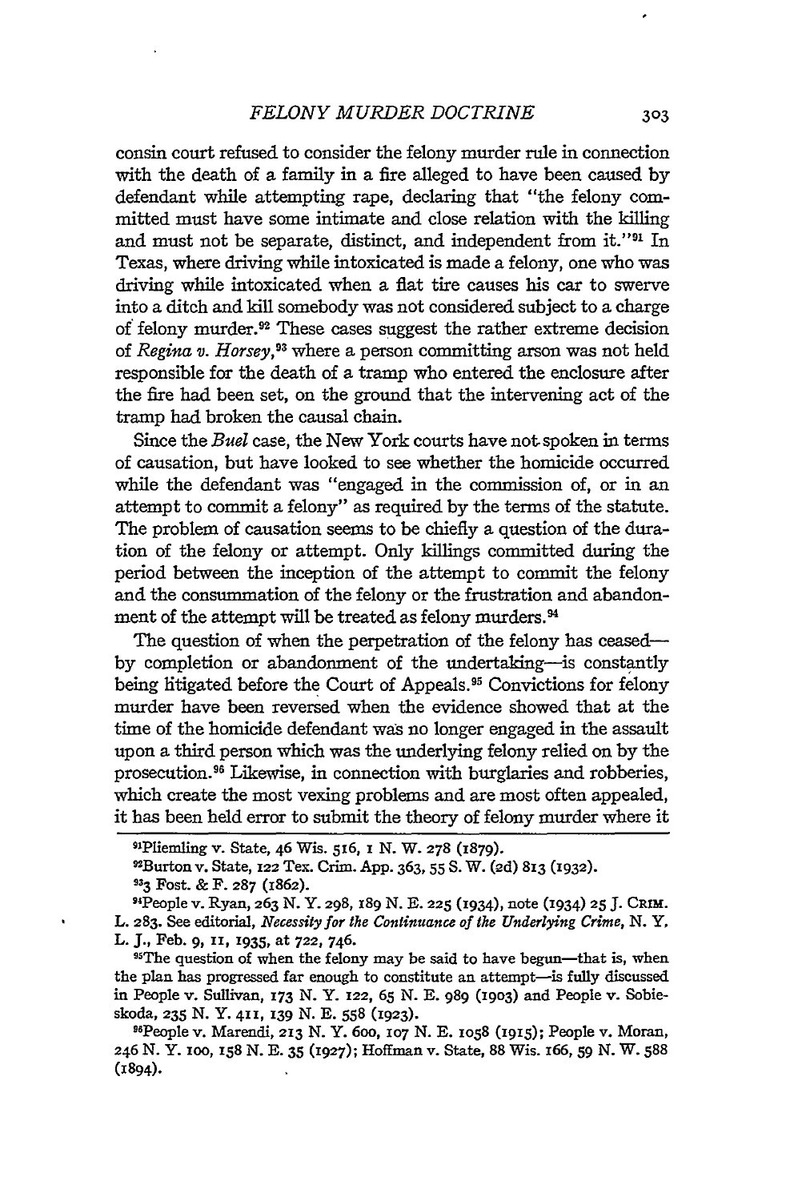consin court refused to consider the felony murder rule in connection with the death of a family in a fire alleged to have been caused by defendant while attempting rape, declaring that "the felony committed must have some intimate and close relation with the killing and must not be separate, distinct, and independent from it."[91] In Texas, where driving while intoxicated is made a felony, one who was driving while intoxicated when a flat tire causes his car to swerve into a ditch and kill somebody was not considered subject to a charge of felony murder.[92] These cases suggest the rather extreme decision of *Regina v. Horsey*,[93] where a person committing arson was not held responsible for the death of a tramp who entered the enclosure after the fire had been set, on the ground that the intervening act of the tramp had broken the causal chain.

Since the *Buel* case, the New York courts have not spoken in terms of causation, but have looked to see whether the homicide occurred while the defendant was "engaged in the commission of, or in an attempt to commit a felony" as required by the terms of the statute. The problem of causation seems to be chiefly a question of the duration of the felony or attempt. Only killings committed during the period between the inception of the attempt to commit the felony and the consummation of the felony or the frustration and abandonment of the attempt will be treated as felony murders.[94]

The question of when the perpetration of the felony has ceased—by completion or abandonment of the undertaking—is constantly being litigated before the Court of Appeals.[95] Convictions for felony murder have been reversed when the evidence showed that at the time of the homicide defendant was no longer engaged in the assault upon a third person which was the underlying felony relied on by the prosecution.[96] Likewise, in connection with burglaries and robberies, which create the most vexing problems and are most often appealed, it has been held error to submit the theory of felony murder where it

---

[91]Pliemling v. State, 46 Wis. 516, 1 N. W. 278 (1879).

[92]Burton v. State, 122 Tex. Crim. App. 363, 55 S. W. (2d) 813 (1932).

[93]3 Fost. & F. 287 (1862).

[94]People v. Ryan, 263 N. Y. 298, 189 N. E. 225 (1934), note (1934) 25 J. Crim. L. 283. See editorial, *Necessity for the Continuance of the Underlying Crime*, N. Y. L. J., Feb. 9, 11, 1935, at 722, 746.

[95]The question of when the felony may be said to have begun—that is, when the plan has progressed far enough to constitute an attempt—is fully discussed in People v. Sullivan, 173 N. Y. 122, 65 N. E. 989 (1903) and People v. Sobieskoda, 235 N. Y. 411, 139 N. E. 558 (1923).

[96]People v. Marendi, 213 N. Y. 600, 107 N. E. 1058 (1915); People v. Moran, 246 N. Y. 100, 158 N. E. 35 (1927); Hoffman v. State, 88 Wis. 166, 59 N. W. 588 (1894).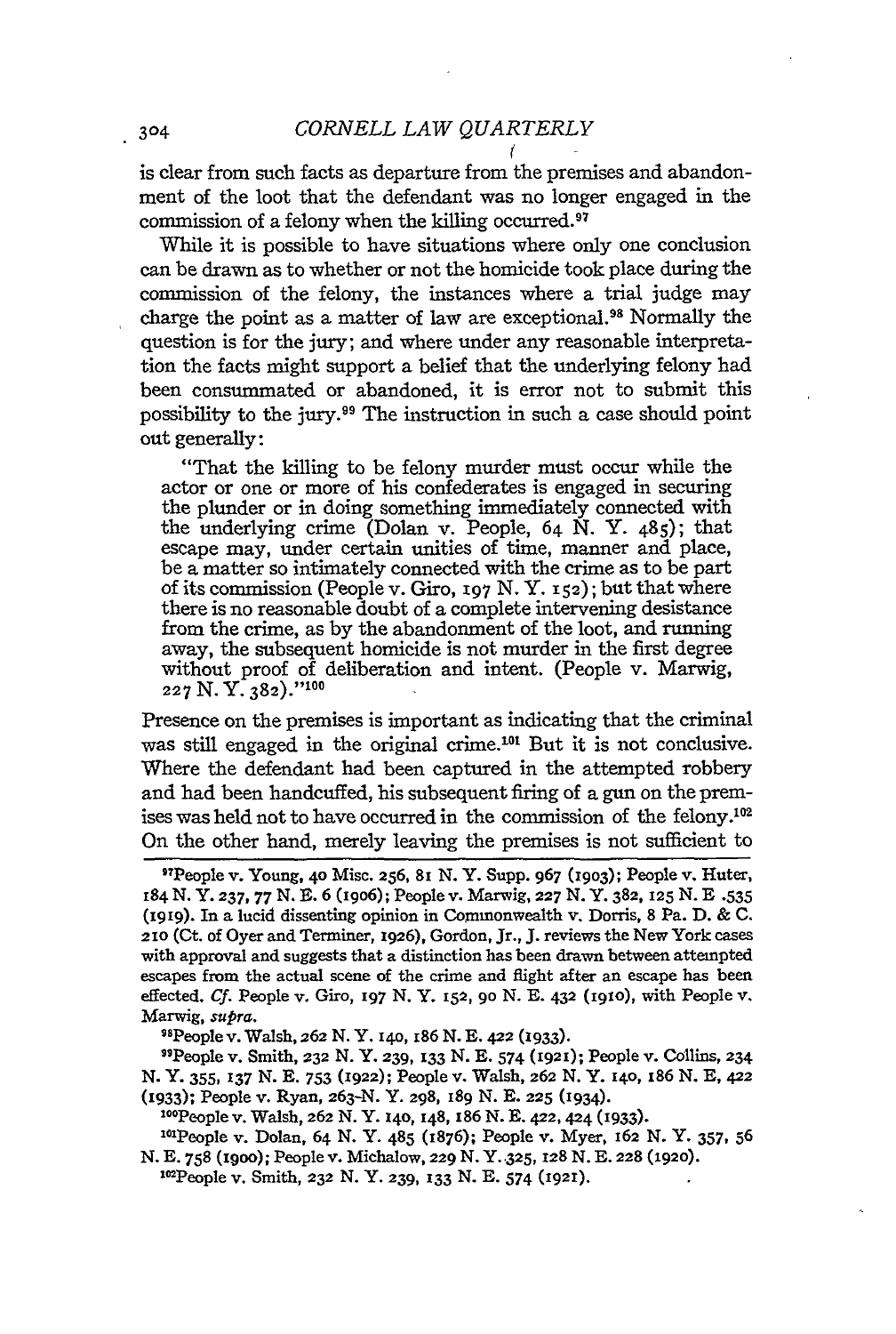is clear from such facts as departure from the premises and abandonment of the loot that the defendant was no longer engaged in the commission of a felony when the killing occurred.[97]

While it is possible to have situations where only one conclusion can be drawn as to whether or not the homicide took place during the commission of the felony, the instances where a trial judge may charge the point as a matter of law are exceptional.[98] Normally the question is for the jury; and where under any reasonable interpretation the facts might support a belief that the underlying felony had been consummated or abandoned, it is error not to submit this possibility to the jury.[99] The instruction in such a case should point out generally:

> "That the killing to be felony murder must occur while the actor or one or more of his confederates is engaged in securing the plunder or in doing something immediately connected with the underlying crime (Dolan v. People, 64 N. Y. 485); that escape may, under certain unities of time, manner and place, be a matter so intimately connected with the crime as to be part of its commission (People v. Giro, 197 N. Y. 152); but that where there is no reasonable doubt of a complete intervening desistance from the crime, as by the abandonment of the loot, and running away, the subsequent homicide is not murder in the first degree without proof of deliberation and intent. (People v. Marwig, 227 N. Y. 382)."[100]

Presence on the premises is important as indicating that the criminal was still engaged in the original crime.[101] But it is not conclusive. Where the defendant had been captured in the attempted robbery and had been handcuffed, his subsequent firing of a gun on the premises was held not to have occurred in the commission of the felony.[102] On the other hand, merely leaving the premises is not sufficient to

[97]People v. Young, 40 Misc. 256, 81 N. Y. Supp. 967 (1903); People v. Huter, 184 N. Y. 237, 77 N. E. 6 (1906); People v. Marwig, 227 N. Y. 382, 125 N. E .535 (1919). In a lucid dissenting opinion in Commonwealth v. Dorris, 8 Pa. D. & C. 210 (Ct. of Oyer and Terminer, 1926), Gordon, Jr., J. reviews the New York cases with approval and suggests that a distinction has been drawn between attempted escapes from the actual scene of the crime and flight after an escape has been effected. *Cf.* People v. Giro, 197 N. Y. 152, 90 N. E. 432 (1910), with People v. Marwig, *supra*.

[98]People v. Walsh, 262 N. Y. 140, 186 N. E. 422 (1933).

[99]People v. Smith, 232 N. Y. 239, 133 N. E. 574 (1921); People v. Collins, 234 N. Y. 355, 137 N. E. 753 (1922); People v. Walsh, 262 N. Y. 140, 186 N. E, 422 (1933); People v. Ryan, 263 N. Y. 298, 189 N. E. 225 (1934).

[100]People v. Walsh, 262 N. Y. 140, 148, 186 N. E. 422, 424 (1933).

[101]People v. Dolan, 64 N. Y. 485 (1876); People v. Myer, 162 N. Y. 357, 56 N. E. 758 (1900); People v. Michalow, 229 N. Y. 325, 128 N. E. 228 (1920).

[102]People v. Smith, 232 N. Y. 239, 133 N. E. 574 (1921).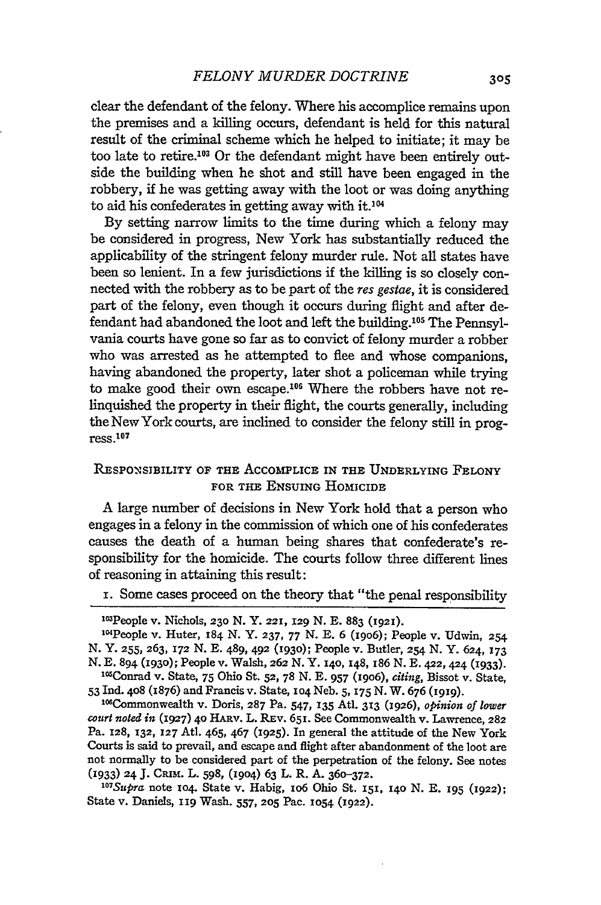clear the defendant of the felony. Where his accomplice remains upon the premises and a killing occurs, defendant is held for this natural result of the criminal scheme which he helped to initiate; it may be too late to retire.[103] Or the defendant might have been entirely outside the building when he shot and still have been engaged in the robbery, if he was getting away with the loot or was doing anything to aid his confederates in getting away with it.[104]

By setting narrow limits to the time during which a felony may be considered in progress, New York has substantially reduced the applicability of the stringent felony murder rule. Not all states have been so lenient. In a few jurisdictions if the killing is so closely connected with the robbery as to be part of the *res gestae*, it is considered part of the felony, even though it occurs during flight and after defendant had abandoned the loot and left the building.[105] The Pennsylvania courts have gone so far as to convict of felony murder a robber who was arrested as he attempted to flee and whose companions, having abandoned the property, later shot a policeman while trying to make good their own escape.[106] Where the robbers have not relinquished the property in their flight, the courts generally, including the New York courts, are inclined to consider the felony still in progress.[107]

## Responsibility of the Accomplice in the Underlying Felony for the Ensuing Homicide

A large number of decisions in New York hold that a person who engages in a felony in the commission of which one of his confederates causes the death of a human being shares that confederate's responsibility for the homicide. The courts follow three different lines of reasoning in attaining this result:

1. Some cases proceed on the theory that "the penal responsibility

---

[103] People v. Nichols, 230 N. Y. 221, 129 N. E. 883 (1921).

[104] People v. Huter, 184 N. Y. 237, 77 N. E. 6 (1906); People v. Udwin, 254 N. Y. 255, 263, 172 N. E. 489, 492 (1930); People v. Butler, 254 N. Y. 624, 173 N. E. 894 (1930); People v. Walsh, 262 N. Y. 140, 148, 186 N. E. 422, 424 (1933).

[105] Conrad v. State, 75 Ohio St. 52, 78 N. E. 957 (1906), *citing*, Bissot v. State, 53 Ind. 408 (1876) and Francis v. State, 104 Neb. 5, 175 N. W. 676 (1919).

[106] Commonwealth v. Doris, 287 Pa. 547, 135 Atl. 313 (1926), *opinion of lower court noted in* (1927) 40 Harv. L. Rev. 651. See Commonwealth v. Lawrence, 282 Pa. 128, 132, 127 Atl. 465, 467 (1925). In general the attitude of the New York Courts is said to prevail, and escape and flight after abandonment of the loot are not normally to be considered part of the perpetration of the felony. See notes (1933) 24 J. Crim. L. 598, (1904) 63 L. R. A. 360–372.

[107] *Supra* note 104. State v. Habig, 106 Ohio St. 151, 140 N. E. 195 (1922); State v. Daniels, 119 Wash. 557, 205 Pac. 1054 (1922).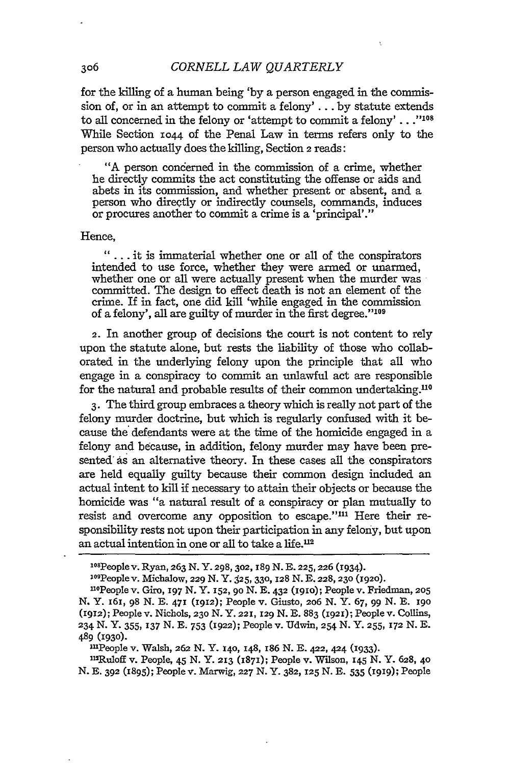for the killing of a human being 'by a person engaged in the commission of, or in an attempt to commit a felony' . . . by statute extends to all concerned in the felony or 'attempt to commit a felony' . . ."[108] While Section 1044 of the Penal Law in terms refers only to the person who actually does the killing, Section 2 reads:

> "A person concerned in the commission of a crime, whether he directly commits the act constituting the offense or aids and abets in its commission, and whether present or absent, and a person who directly or indirectly counsels, commands, induces or procures another to commit a crime is a 'principal'."

Hence,

> " . . . it is immaterial whether one or all of the conspirators intended to use force, whether they were armed or unarmed, whether one or all were actually present when the murder was committed. The design to effect death is not an element of the crime. If in fact, one did kill 'while engaged in the commission of a felony', all are guilty of murder in the first degree."[109]

2. In another group of decisions the court is not content to rely upon the statute alone, but rests the liability of those who collaborated in the underlying felony upon the principle that all who engage in a conspiracy to commit an unlawful act are responsible for the natural and probable results of their common undertaking.[110]

3. The third group embraces a theory which is really not part of the felony murder doctrine, but which is regularly confused with it because the defendants were at the time of the homicide engaged in a felony and because, in addition, felony murder may have been presented as an alternative theory. In these cases all the conspirators are held equally guilty because their common design included an actual intent to kill if necessary to attain their objects or because the homicide was "a natural result of a conspiracy or plan mutually to resist and overcome any opposition to escape."[111] Here their responsibility rests not upon their participation in any felony, but upon an actual intention in one or all to take a life.[112]

---

[108]People v. Ryan, 263 N. Y. 298, 302, 189 N. E. 225, 226 (1934).

[109]People v. Michalow, 229 N. Y. 325, 330, 128 N. E. 228, 230 (1920).

[110]People v. Giro, 197 N. Y. 152, 90 N. E. 432 (1910); People v. Friedman, 205 N. Y. 161, 98 N. E. 471 (1912); People v. Giusto, 206 N. Y. 67, 99 N. E. 190 (1912); People v. Nichols, 230 N. Y. 221, 129 N. E. 883 (1921); People v. Collins, 234 N. Y. 355, 137 N. E. 753 (1922); People v. Udwin, 254 N. Y. 255, 172 N. E. 489 (1930).

[111]People v. Walsh, 262 N. Y. 140, 148, 186 N. E. 422, 424 (1933).

[112]Ruloff v. People, 45 N. Y. 213 (1871); People v. Wilson, 145 N. Y. 628, 40 N. E. 392 (1895); People v. Marwig, 227 N. Y. 382, 125 N. E. 535 (1919); People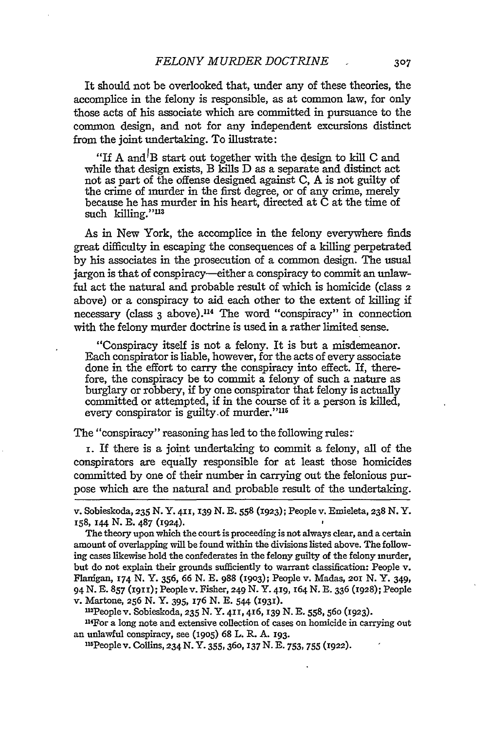It should not be overlooked that, under any of these theories, the accomplice in the felony is responsible, as at common law, for only those acts of his associate which are committed in pursuance to the common design, and not for any independent excursions distinct from the joint undertaking. To illustrate:

> "If A and B start out together with the design to kill C and while that design exists, B kills D as a separate and distinct act not as part of the offense designed against C, A is not guilty of the crime of murder in the first degree, or of any crime, merely because he has murder in his heart, directed at C at the time of such killing."[113]

As in New York, the accomplice in the felony everywhere finds great difficulty in escaping the consequences of a killing perpetrated by his associates in the prosecution of a common design. The usual jargon is that of conspiracy—either a conspiracy to commit an unlawful act the natural and probable result of which is homicide (class 2 above) or a conspiracy to aid each other to the extent of killing if necessary (class 3 above).[114] The word "conspiracy" in connection with the felony murder doctrine is used in a rather limited sense.

> "Conspiracy itself is not a felony. It is but a misdemeanor. Each conspirator is liable, however, for the acts of every associate done in the effort to carry the conspiracy into effect. If, therefore, the conspiracy be to commit a felony of such a nature as burglary or robbery, if by one conspirator that felony is actually committed or attempted, if in the course of it a person is killed, every conspirator is guilty of murder."[115]

The "conspiracy" reasoning has led to the following rules:

1. If there is a joint undertaking to commit a felony, all of the conspirators are equally responsible for at least those homicides committed by one of their number in carrying out the felonious purpose which are the natural and probable result of the undertaking.

---

v. Sobieskoda, 235 N. Y. 411, 139 N. E. 558 (1923); People v. Emieleta, 238 N. Y. 158, 144 N. E. 487 (1924).

The theory upon which the court is proceeding is not always clear, and a certain amount of overlapping will be found within the divisions listed above. The following cases likewise hold the confederates in the felony guilty of the felony murder, but do not explain their grounds sufficiently to warrant classification: People v. Flanigan, 174 N. Y. 356, 66 N. E. 988 (1903); People v. Madas, 201 N. Y. 349, 94 N. E. 857 (1911); People v. Fisher, 249 N. Y. 419, 164 N. E. 336 (1928); People v. Martone, 256 N. Y. 395, 176 N. E. 544 (1931).

[113] People v. Sobieskoda, 235 N. Y. 411, 416, 139 N. E. 558, 560 (1923).

[114] For a long note and extensive collection of cases on homicide in carrying out an unlawful conspiracy, see (1905) 68 L. R. A. 193.

[115] People v. Collins, 234 N. Y. 355, 360, 137 N. E. 753, 755 (1922).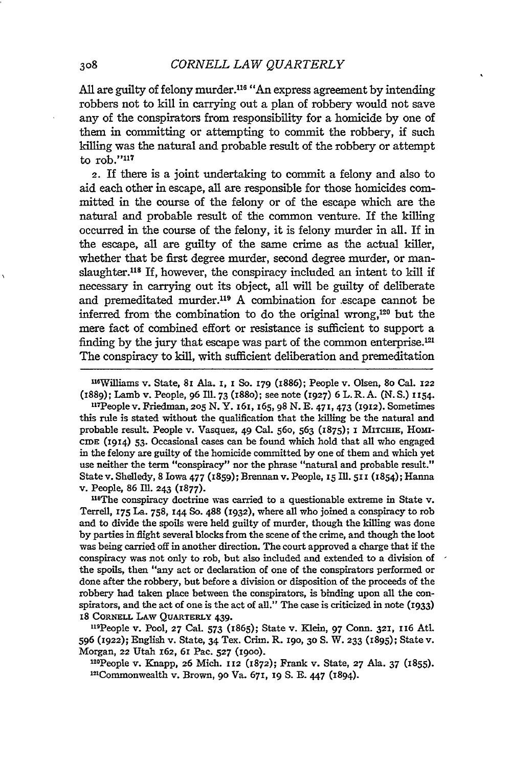All are guilty of felony murder.[116] "An express agreement by intending robbers not to kill in carrying out a plan of robbery would not save any of the conspirators from responsibility for a homicide by one of them in committing or attempting to commit the robbery, if such killing was the natural and probable result of the robbery or attempt to rob."[117]

2. If there is a joint undertaking to commit a felony and also to aid each other in escape, all are responsible for those homicides committed in the course of the felony or of the escape which are the natural and probable result of the common venture. If the killing occurred in the course of the felony, it is felony murder in all. If in the escape, all are guilty of the same crime as the actual killer, whether that be first degree murder, second degree murder, or manslaughter.[118] If, however, the conspiracy included an intent to kill if necessary in carrying out its object, all will be guilty of deliberate and premeditated murder.[119] A combination for escape cannot be inferred from the combination to do the original wrong,[120] but the mere fact of combined effort or resistance is sufficient to support a finding by the jury that escape was part of the common enterprise.[121] The conspiracy to kill, with sufficient deliberation and premeditation

---

[116]Williams v. State, 81 Ala. 1, 1 So. 179 (1886); People v. Olsen, 80 Cal. 122 (1889); Lamb v. People, 96 Ill. 73 (1880); see note (1927) 6 L. R. A. (N. S.) 1154.

[117]People v. Friedman, 205 N. Y. 161, 165, 98 N. E. 471, 473 (1912). Sometimes this rule is stated without the qualification that the killing be the natural and probable result. People v. Vasquez, 49 Cal. 560, 563 (1875); 1 MITCHIE, HOMICIDE (1914) 53. Occasional cases can be found which hold that all who engaged in the felony are guilty of the homicide committed by one of them and which yet use neither the term "conspiracy" nor the phrase "natural and probable result." State v. Shelledy, 8 Iowa 477 (1859); Brennan v. People, 15 Ill. 511 (1854); Hanna v. People, 86 Ill. 243 (1877).

[118]The conspiracy doctrine was carried to a questionable extreme in State v. Terrell, 175 La. 758, 144 So. 488 (1932), where all who joined a conspiracy to rob and to divide the spoils were held guilty of murder, though the killing was done by parties in flight several blocks from the scene of the crime, and though the loot was being carried off in another direction. The court approved a charge that if the conspiracy was not only to rob, but also included and extended to a division of the spoils, then "any act or declaration of one of the conspirators performed or done after the robbery, but before a division or disposition of the proceeds of the robbery had taken place between the conspirators, is binding upon all the conspirators, and the act of one is the act of all." The case is criticized in note (1933) 18 CORNELL LAW QUARTERLY 439.

[119]People v. Pool, 27 Cal. 573 (1865); State v. Klein, 97 Conn. 321, 116 Atl. 596 (1922); English v. State, 34 Tex. Crim. R. 190, 30 S. W. 233 (1895); State v. Morgan, 22 Utah 162, 61 Pac. 527 (1900).

[120]People v. Knapp, 26 Mich. 112 (1872); Frank v. State, 27 Ala. 37 (1855).

[121]Commonwealth v. Brown, 90 Va. 671, 19 S. E. 447 (1894).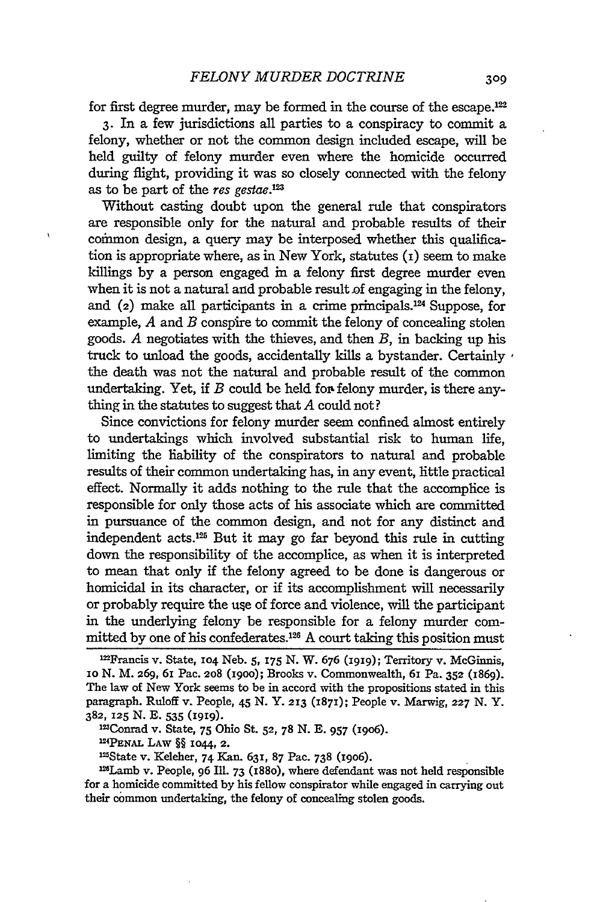for first degree murder, may be formed in the course of the escape.[122]

3. In a few jurisdictions all parties to a conspiracy to commit a felony, whether or not the common design included escape, will be held guilty of felony murder even where the homicide occurred during flight, providing it was so closely connected with the felony as to be part of the *res gestae*.[123]

Without casting doubt upon the general rule that conspirators are responsible only for the natural and probable results of their common design, a query may be interposed whether this qualification is appropriate where, as in New York, statutes (1) seem to make killings by a person engaged in a felony first degree murder even when it is not a natural and probable result of engaging in the felony, and (2) make all participants in a crime principals.[124] Suppose, for example, *A* and *B* conspire to commit the felony of concealing stolen goods. *A* negotiates with the thieves, and then *B*, in backing up his truck to unload the goods, accidentally kills a bystander. Certainly the death was not the natural and probable result of the common undertaking. Yet, if *B* could be held for felony murder, is there anything in the statutes to suggest that *A* could not?

Since convictions for felony murder seem confined almost entirely to undertakings which involved substantial risk to human life, limiting the liability of the conspirators to natural and probable results of their common undertaking has, in any event, little practical effect. Normally it adds nothing to the rule that the accomplice is responsible for only those acts of his associate which are committed in pursuance of the common design, and not for any distinct and independent acts.[125] But it may go far beyond this rule in cutting down the responsibility of the accomplice, as when it is interpreted to mean that only if the felony agreed to be done is dangerous or homicidal in its character, or if its accomplishment will necessarily or probably require the use of force and violence, will the participant in the underlying felony be responsible for a felony murder committed by one of his confederates.[126] A court taking this position must

---

[122] Francis v. State, 104 Neb. 5, 175 N. W. 676 (1919); Territory v. McGinnis, 10 N. M. 269, 61 Pac. 208 (1900); Brooks v. Commonwealth, 61 Pa. 352 (1869). The law of New York seems to be in accord with the propositions stated in this paragraph. Ruloff v. People, 45 N. Y. 213 (1871); People v. Marwig, 227 N. Y. 382, 125 N. E. 535 (1919).

[123] Conrad v. State, 75 Ohio St. 52, 78 N. E. 957 (1906).

[124] PENAL LAW §§ 1044, 2.

[125] State v. Keleher, 74 Kan. 631, 87 Pac. 738 (1906).

[126] Lamb v. People, 96 Ill. 73 (1880), where defendant was not held responsible for a homicide committed by his fellow conspirator while engaged in carrying out their common undertaking, the felony of concealing stolen goods.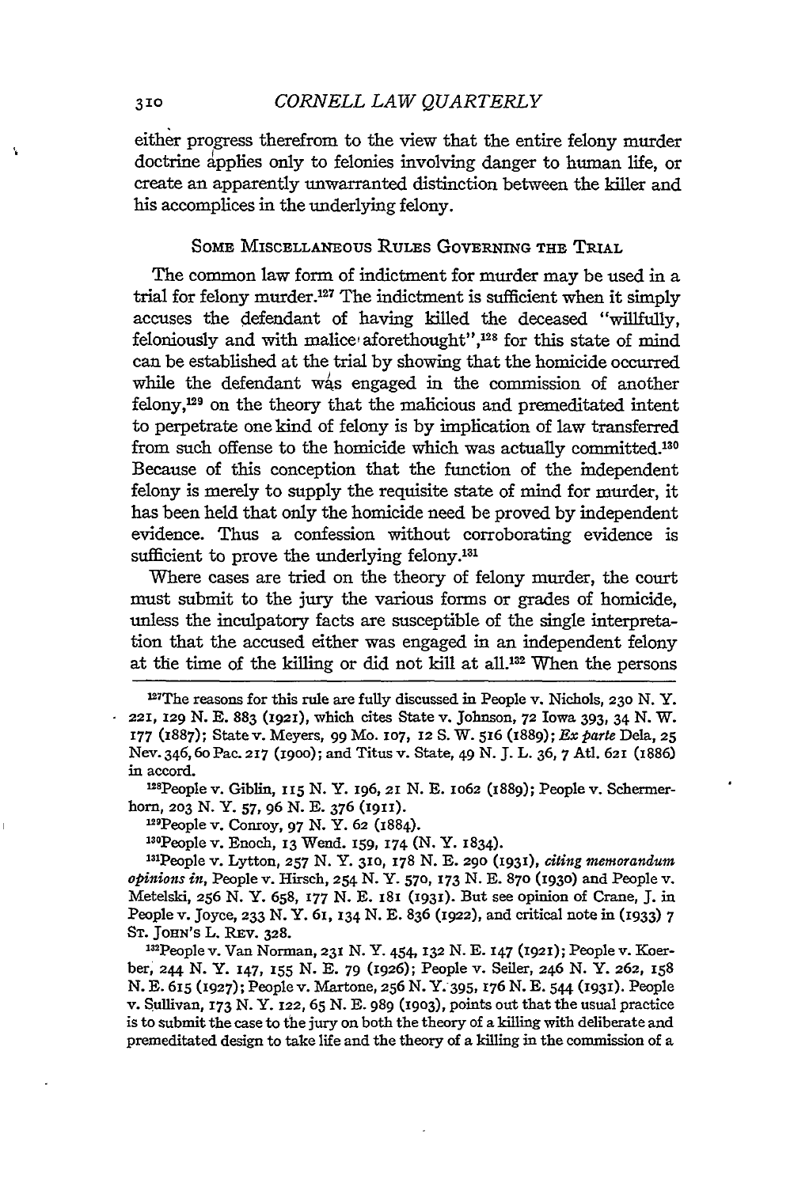either progress therefrom to the view that the entire felony murder doctrine applies only to felonies involving danger to human life, or create an apparently unwarranted distinction between the killer and his accomplices in the underlying felony.

## Some Miscellaneous Rules Governing the Trial

The common law form of indictment for murder may be used in a trial for felony murder.[127] The indictment is sufficient when it simply accuses the defendant of having killed the deceased "willfully, feloniously and with malice aforethought",[128] for this state of mind can be established at the trial by showing that the homicide occurred while the defendant was engaged in the commission of another felony,[129] on the theory that the malicious and premeditated intent to perpetrate one kind of felony is by implication of law transferred from such offense to the homicide which was actually committed.[130] Because of this conception that the function of the independent felony is merely to supply the requisite state of mind for murder, it has been held that only the homicide need be proved by independent evidence. Thus a confession without corroborating evidence is sufficient to prove the underlying felony.[131]

Where cases are tried on the theory of felony murder, the court must submit to the jury the various forms or grades of homicide, unless the inculpatory facts are susceptible of the single interpretation that the accused either was engaged in an independent felony at the time of the killing or did not kill at all.[132] When the persons

---

[127] The reasons for this rule are fully discussed in People v. Nichols, 230 N. Y. 221, 129 N. E. 883 (1921), which cites State v. Johnson, 72 Iowa 393, 34 N. W. 177 (1887); State v. Meyers, 99 Mo. 107, 12 S. W. 516 (1889); *Ex parte* Dela, 25 Nev. 346, 60 Pac. 217 (1900); and Titus v. State, 49 N. J. L. 36, 7 Atl. 621 (1886) in accord.

[128] People v. Giblin, 115 N. Y. 196, 21 N. E. 1062 (1889); People v. Schermerhorn, 203 N. Y. 57, 96 N. E. 376 (1911).

[129] People v. Conroy, 97 N. Y. 62 (1884).

[130] People v. Enoch, 13 Wend. 159, 174 (N. Y. 1834).

[131] People v. Lytton, 257 N. Y. 310, 178 N. E. 290 (1931), *citing memorandum opinions in*, People v. Hirsch, 254 N. Y. 570, 173 N. E. 870 (1930) and People v. Metelski, 256 N. Y. 658, 177 N. E. 181 (1931). But see opinion of Crane, J. in People v. Joyce, 233 N. Y. 61, 134 N. E. 836 (1922), and critical note in (1933) 7 St. John's L. Rev. 328.

[132] People v. Van Norman, 231 N. Y. 454, 132 N. E. 147 (1921); People v. Koerber, 244 N. Y. 147, 155 N. E. 79 (1926); People v. Seiler, 246 N. Y. 262, 158 N. E. 615 (1927); People v. Martone, 256 N. Y. 395, 176 N. E. 544 (1931). People v. Sullivan, 173 N. Y. 122, 65 N. E. 989 (1903), points out that the usual practice is to submit the case to the jury on both the theory of a killing with deliberate and premeditated design to take life and the theory of a killing in the commission of a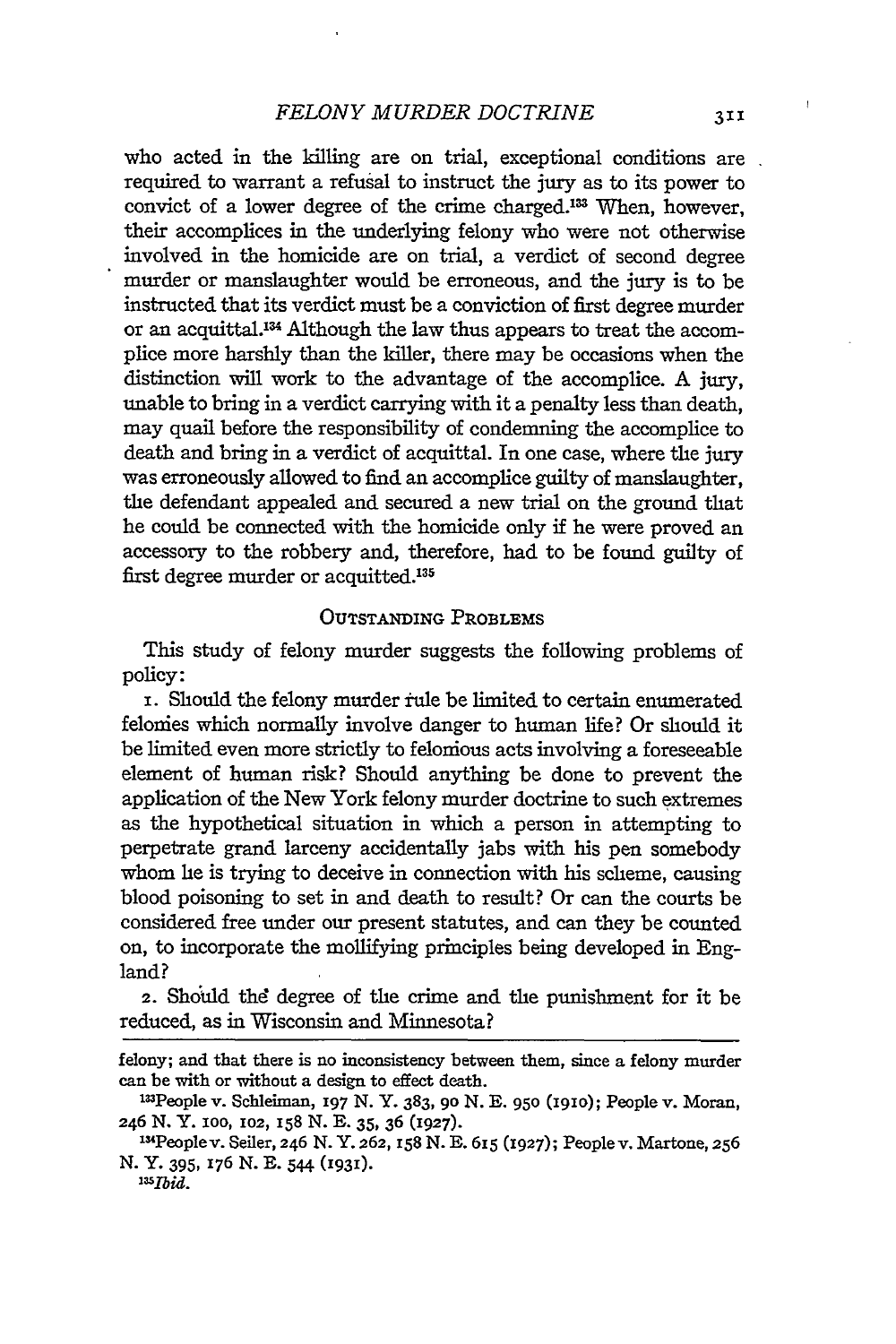who acted in the killing are on trial, exceptional conditions are required to warrant a refusal to instruct the jury as to its power to convict of a lower degree of the crime charged.[133] When, however, their accomplices in the underlying felony who were not otherwise involved in the homicide are on trial, a verdict of second degree murder or manslaughter would be erroneous, and the jury is to be instructed that its verdict must be a conviction of first degree murder or an acquittal.[134] Although the law thus appears to treat the accomplice more harshly than the killer, there may be occasions when the distinction will work to the advantage of the accomplice. A jury, unable to bring in a verdict carrying with it a penalty less than death, may quail before the responsibility of condemning the accomplice to death and bring in a verdict of acquittal. In one case, where the jury was erroneously allowed to find an accomplice guilty of manslaughter, the defendant appealed and secured a new trial on the ground that he could be connected with the homicide only if he were proved an accessory to the robbery and, therefore, had to be found guilty of first degree murder or acquitted.[135]

## OUTSTANDING PROBLEMS

This study of felony murder suggests the following problems of policy:

1. Should the felony murder rule be limited to certain enumerated felonies which normally involve danger to human life? Or should it be limited even more strictly to felonious acts involving a foreseeable element of human risk? Should anything be done to prevent the application of the New York felony murder doctrine to such extremes as the hypothetical situation in which a person in attempting to perpetrate grand larceny accidentally jabs with his pen somebody whom he is trying to deceive in connection with his scheme, causing blood poisoning to set in and death to result? Or can the courts be considered free under our present statutes, and can they be counted on, to incorporate the mollifying principles being developed in England?

2. Should the degree of the crime and the punishment for it be reduced, as in Wisconsin and Minnesota?

---

felony; and that there is no inconsistency between them, since a felony murder can be with or without a design to effect death.

[133] People v. Schleiman, 197 N. Y. 383, 90 N. E. 950 (1910); People v. Moran, 246 N. Y. 100, 102, 158 N. E. 35, 36 (1927).

[134] People v. Seiler, 246 N. Y. 262, 158 N. E. 615 (1927); People v. Martone, 256 N. Y. 395, 176 N. E. 544 (1931).

[135] *Ibid.*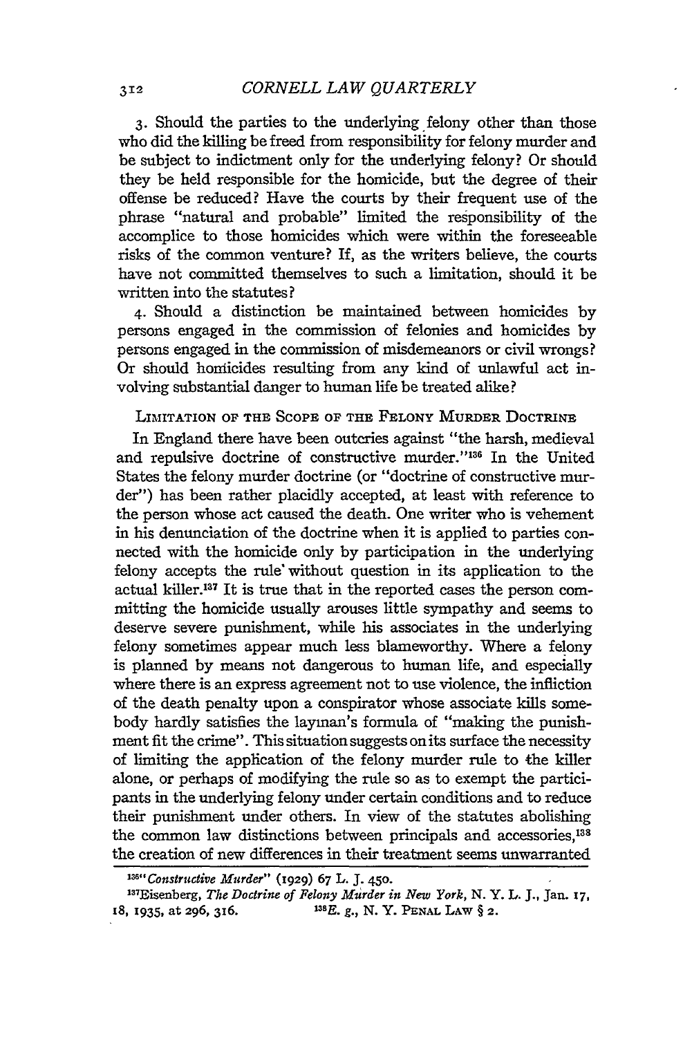3. Should the parties to the underlying felony other than those who did the killing be freed from responsibility for felony murder and be subject to indictment only for the underlying felony? Or should they be held responsible for the homicide, but the degree of their offense be reduced? Have the courts by their frequent use of the phrase "natural and probable" limited the responsibility of the accomplice to those homicides which were within the foreseeable risks of the common venture? If, as the writers believe, the courts have not committed themselves to such a limitation, should it be written into the statutes?

4. Should a distinction be maintained between homicides by persons engaged in the commission of felonies and homicides by persons engaged in the commission of misdemeanors or civil wrongs? Or should homicides resulting from any kind of unlawful act involving substantial danger to human life be treated alike?

## Limitation of the Scope of the Felony Murder Doctrine

In England there have been outcries against "the harsh, medieval and repulsive doctrine of constructive murder."[136] In the United States the felony murder doctrine (or "doctrine of constructive murder") has been rather placidly accepted, at least with reference to the person whose act caused the death. One writer who is vehement in his denunciation of the doctrine when it is applied to parties connected with the homicide only by participation in the underlying felony accepts the rule without question in its application to the actual killer.[137] It is true that in the reported cases the person committing the homicide usually arouses little sympathy and seems to deserve severe punishment, while his associates in the underlying felony sometimes appear much less blameworthy. Where a felony is planned by means not dangerous to human life, and especially where there is an express agreement not to use violence, the infliction of the death penalty upon a conspirator whose associate kills somebody hardly satisfies the layman's formula of "making the punishment fit the crime". This situation suggests on its surface the necessity of limiting the application of the felony murder rule to the killer alone, or perhaps of modifying the rule so as to exempt the participants in the underlying felony under certain conditions and to reduce their punishment under others. In view of the statutes abolishing the common law distinctions between principals and accessories,[138] the creation of new differences in their treatment seems unwarranted

---

[136] "*Constructive Murder*" (1929) 67 L. J. 450.

[137] Eisenberg, *The Doctrine of Felony Murder in New York*, N. Y. L. J., Jan. 17, 18, 1935, at 296, 316.

[138] *E. g.*, N. Y. Penal Law § 2.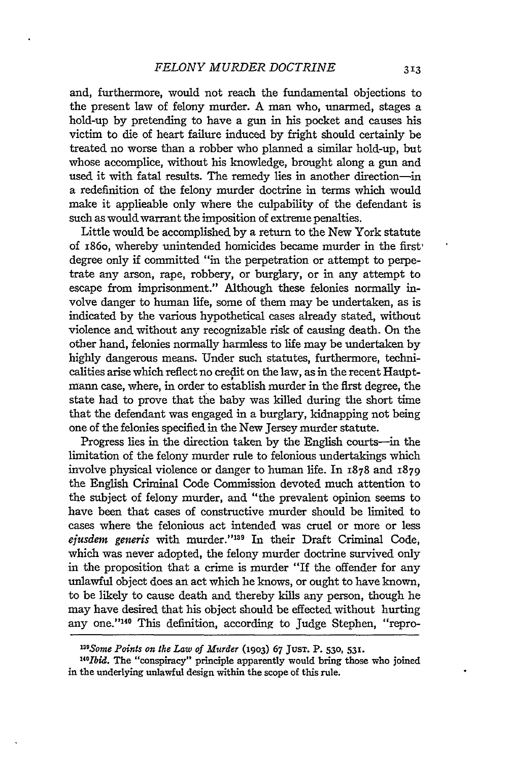and, furthermore, would not reach the fundamental objections to the present law of felony murder. A man who, unarmed, stages a hold-up by pretending to have a gun in his pocket and causes his victim to die of heart failure induced by fright should certainly be treated no worse than a robber who planned a similar hold-up, but whose accomplice, without his knowledge, brought along a gun and used it with fatal results. The remedy lies in another direction—in a redefinition of the felony murder doctrine in terms which would make it applicable only where the culpability of the defendant is such as would warrant the imposition of extreme penalties.

Little would be accomplished by a return to the New York statute of 1860, whereby unintended homicides became murder in the first degree only if committed "in the perpetration or attempt to perpetrate any arson, rape, robbery, or burglary, or in any attempt to escape from imprisonment." Although these felonies normally involve danger to human life, some of them may be undertaken, as is indicated by the various hypothetical cases already stated, without violence and without any recognizable risk of causing death. On the other hand, felonies normally harmless to life may be undertaken by highly dangerous means. Under such statutes, furthermore, technicalities arise which reflect no credit on the law, as in the recent Hauptmann case, where, in order to establish murder in the first degree, the state had to prove that the baby was killed during the short time that the defendant was engaged in a burglary, kidnapping not being one of the felonies specified in the New Jersey murder statute.

Progress lies in the direction taken by the English courts—in the limitation of the felony murder rule to felonious undertakings which involve physical violence or danger to human life. In 1878 and 1879 the English Criminal Code Commission devoted much attention to the subject of felony murder, and "the prevalent opinion seems to have been that cases of constructive murder should be limited to cases where the felonious act intended was cruel or more or less *ejusdem generis* with murder."[139] In their Draft Criminal Code, which was never adopted, the felony murder doctrine survived only in the proposition that a crime is murder "If the offender for any unlawful object does an act which he knows, or ought to have known, to be likely to cause death and thereby kills any person, though he may have desired that his object should be effected without hurting any one."[140] This definition, according to Judge Stephen, "repro-

---

[139] *Some Points on the Law of Murder* (1903) 67 JUST. P. 530, 531.

[140] *Ibid.* The "conspiracy" principle apparently would bring those who joined in the underlying unlawful design within the scope of this rule.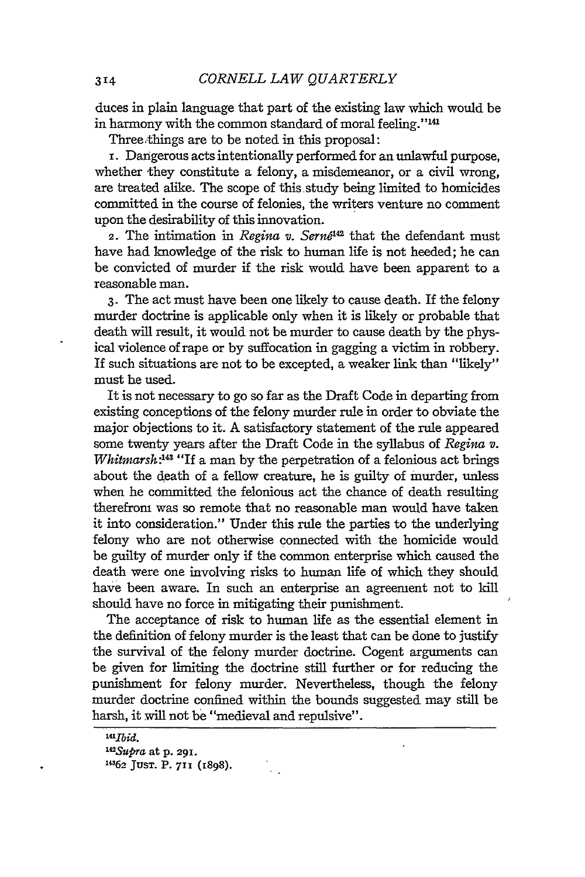duces in plain language that part of the existing law which would be in harmony with the common standard of moral feeling."[141]

Three things are to be noted in this proposal:

1. Dangerous acts intentionally performed for an unlawful purpose, whether they constitute a felony, a misdemeanor, or a civil wrong, are treated alike. The scope of this study being limited to homicides committed in the course of felonies, the writers venture no comment upon the desirability of this innovation.

2. The intimation in *Regina v. Serné*[142] that the defendant must have had knowledge of the risk to human life is not heeded; he can be convicted of murder if the risk would have been apparent to a reasonable man.

3. The act must have been one likely to cause death. If the felony murder doctrine is applicable only when it is likely or probable that death will result, it would not be murder to cause death by the physical violence of rape or by suffocation in gagging a victim in robbery. If such situations are not to be excepted, a weaker link than "likely" must be used.

It is not necessary to go so far as the Draft Code in departing from existing conceptions of the felony murder rule in order to obviate the major objections to it. A satisfactory statement of the rule appeared some twenty years after the Draft Code in the syllabus of *Regina v. Whitmarsh*:[143] "If a man by the perpetration of a felonious act brings about the death of a fellow creature, he is guilty of murder, unless when he committed the felonious act the chance of death resulting therefrom was so remote that no reasonable man would have taken it into consideration." Under this rule the parties to the underlying felony who are not otherwise connected with the homicide would be guilty of murder only if the common enterprise which caused the death were one involving risks to human life of which they should have been aware. In such an enterprise an agreement not to kill should have no force in mitigating their punishment.

The acceptance of risk to human life as the essential element in the definition of felony murder is the least that can be done to justify the survival of the felony murder doctrine. Cogent arguments can be given for limiting the doctrine still further or for reducing the punishment for felony murder. Nevertheless, though the felony murder doctrine confined within the bounds suggested may still be harsh, it will not be "medieval and repulsive".

---

[141]*Ibid.*

[142]*Supra* at p. 291.

[143]62 Just. P. 711 (1898).